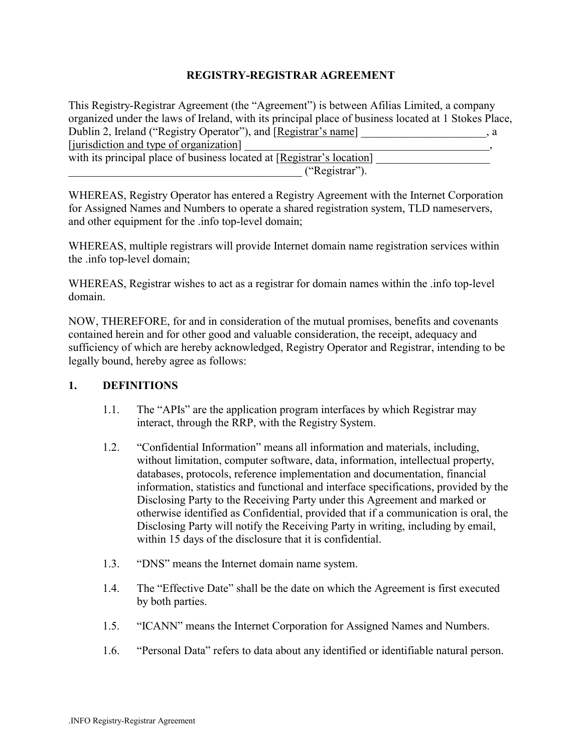# REGISTRY-REGISTRAR AGREEMENT

This Registry-Registrar Agreement (the "Agreement") is between Afilias Limited, a company organized under the laws of Ireland, with its principal place of business located at 1 Stokes Place, Dublin 2, Ireland ("Registry Operator"), and [Registrar's name] ______________________, a [jurisdiction and type of organization] ____________________________________________, with its principal place of business located at [Registrar's location] ____________________ ________________________________________ ("Registrar").

WHEREAS, Registry Operator has entered a Registry Agreement with the Internet Corporation for Assigned Names and Numbers to operate a shared registration system, TLD nameservers, and other equipment for the .info top-level domain;

WHEREAS, multiple registrars will provide Internet domain name registration services within the .info top-level domain;

WHEREAS, Registrar wishes to act as a registrar for domain names within the .info top-level domain.

NOW, THEREFORE, for and in consideration of the mutual promises, benefits and covenants contained herein and for other good and valuable consideration, the receipt, adequacy and sufficiency of which are hereby acknowledged, Registry Operator and Registrar, intending to be legally bound, hereby agree as follows:

## 1. DEFINITIONS

1.1. The "APIs" are the application program interfaces by which Registrar may interact, through the RRP, with the Registry System.

1.2. "Confidential Information" means all information and materials, including, without limitation, computer software, data, information, intellectual property, databases, protocols, reference implementation and documentation, financial information, statistics and functional and interface specifications, provided by the Disclosing Party to the Receiving Party under this Agreement and marked or otherwise identified as Confidential, provided that if a communication is oral, the Disclosing Party will notify the Receiving Party in writing, including by email, within 15 days of the disclosure that it is confidential.

1.3. "DNS" means the Internet domain name system.

1.4. The "Effective Date" shall be the date on which the Agreement is first executed by both parties.

1.5. "ICANN" means the Internet Corporation for Assigned Names and Numbers.

1.6. "Personal Data" refers to data about any identified or identifiable natural person.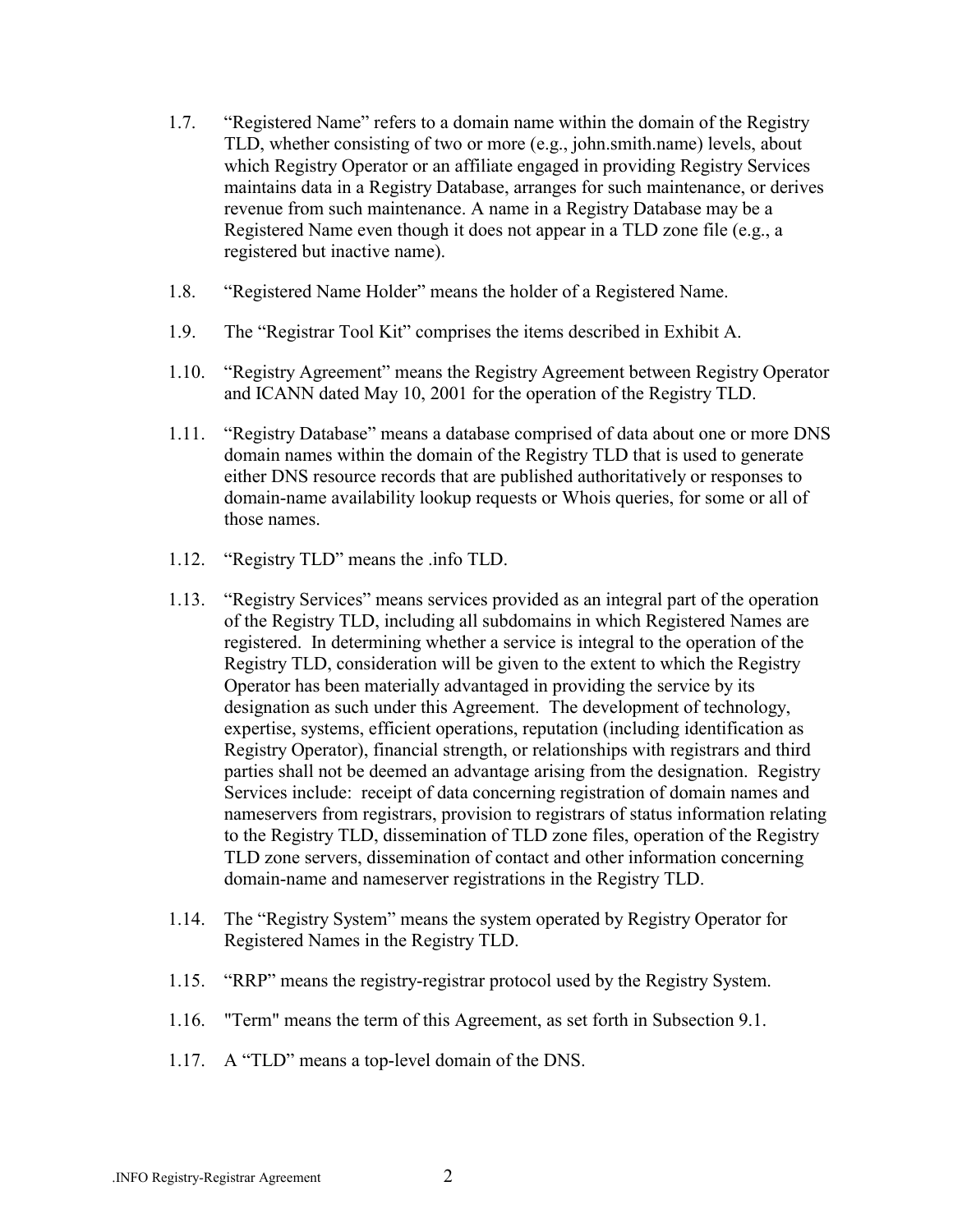1.7. “Registered Name” refers to a domain name within the domain of the Registry TLD, whether consisting of two or more (e.g., john.smith.name) levels, about which Registry Operator or an affiliate engaged in providing Registry Services maintains data in a Registry Database, arranges for such maintenance, or derives revenue from such maintenance. A name in a Registry Database may be a Registered Name even though it does not appear in a TLD zone file (e.g., a registered but inactive name).

1.8. “Registered Name Holder” means the holder of a Registered Name.

1.9. The “Registrar Tool Kit” comprises the items described in Exhibit A.

1.10. “Registry Agreement” means the Registry Agreement between Registry Operator and ICANN dated May 10, 2001 for the operation of the Registry TLD.

1.11. “Registry Database” means a database comprised of data about one or more DNS domain names within the domain of the Registry TLD that is used to generate either DNS resource records that are published authoritatively or responses to domain-name availability lookup requests or Whois queries, for some or all of those names.

1.12. “Registry TLD” means the .info TLD.

1.13. “Registry Services” means services provided as an integral part of the operation of the Registry TLD, including all subdomains in which Registered Names are registered. In determining whether a service is integral to the operation of the Registry TLD, consideration will be given to the extent to which the Registry Operator has been materially advantaged in providing the service by its designation as such under this Agreement. The development of technology, expertise, systems, efficient operations, reputation (including identification as Registry Operator), financial strength, or relationships with registrars and third parties shall not be deemed an advantage arising from the designation. Registry Services include: receipt of data concerning registration of domain names and nameservers from registrars, provision to registrars of status information relating to the Registry TLD, dissemination of TLD zone files, operation of the Registry TLD zone servers, dissemination of contact and other information concerning domain-name and nameserver registrations in the Registry TLD.

1.14. The “Registry System” means the system operated by Registry Operator for Registered Names in the Registry TLD.

1.15. “RRP” means the registry-registrar protocol used by the Registry System.

1.16. "Term" means the term of this Agreement, as set forth in Subsection 9.1.

1.17. A “TLD” means a top-level domain of the DNS.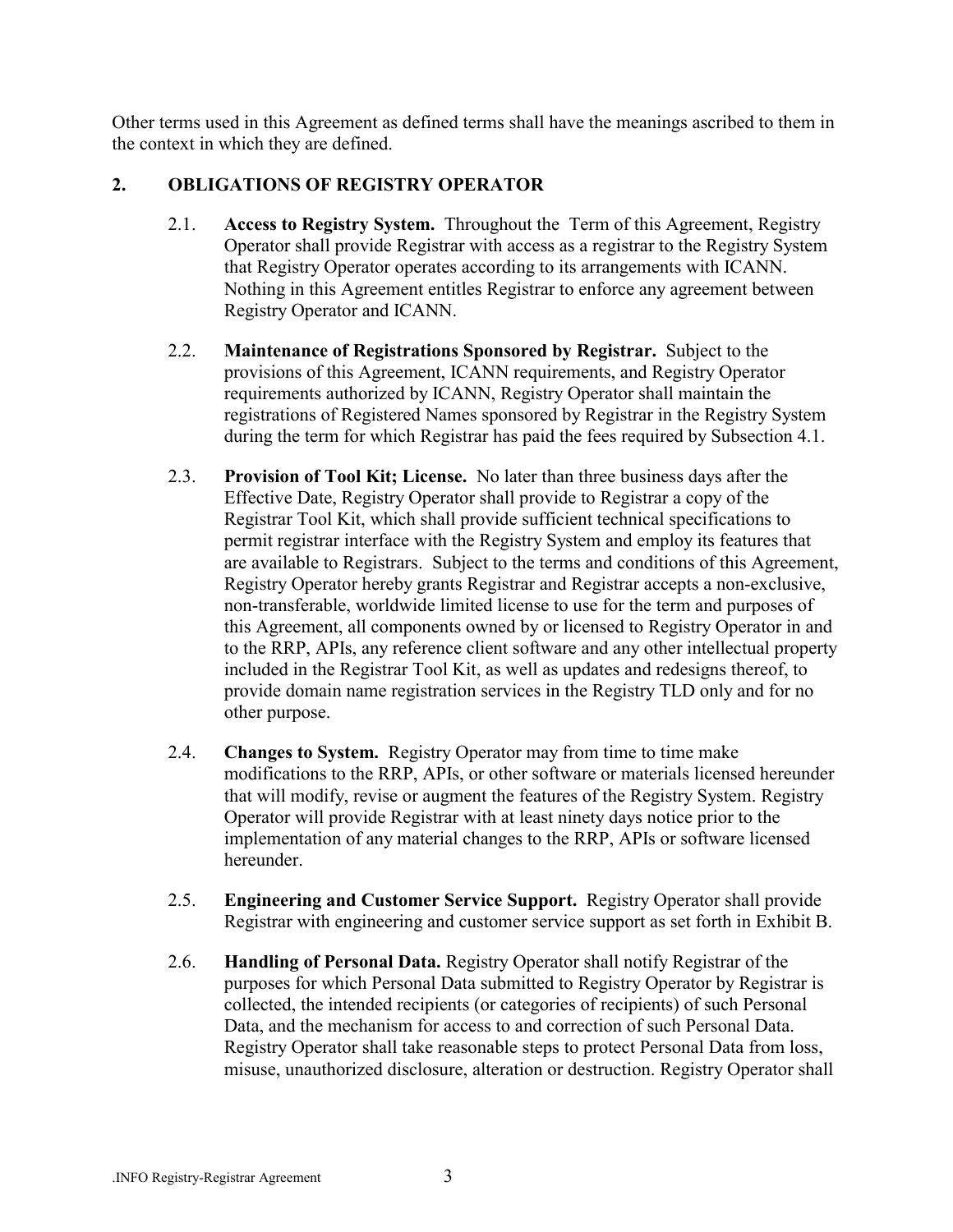Other terms used in this Agreement as defined terms shall have the meanings ascribed to them in the context in which they are defined.

## 2. OBLIGATIONS OF REGISTRY OPERATOR

2.1. **Access to Registry System.** Throughout the Term of this Agreement, Registry Operator shall provide Registrar with access as a registrar to the Registry System that Registry Operator operates according to its arrangements with ICANN. Nothing in this Agreement entitles Registrar to enforce any agreement between Registry Operator and ICANN.

2.2. **Maintenance of Registrations Sponsored by Registrar.** Subject to the provisions of this Agreement, ICANN requirements, and Registry Operator requirements authorized by ICANN, Registry Operator shall maintain the registrations of Registered Names sponsored by Registrar in the Registry System during the term for which Registrar has paid the fees required by Subsection 4.1.

2.3. **Provision of Tool Kit; License.** No later than three business days after the Effective Date, Registry Operator shall provide to Registrar a copy of the Registrar Tool Kit, which shall provide sufficient technical specifications to permit registrar interface with the Registry System and employ its features that are available to Registrars. Subject to the terms and conditions of this Agreement, Registry Operator hereby grants Registrar and Registrar accepts a non-exclusive, non-transferable, worldwide limited license to use for the term and purposes of this Agreement, all components owned by or licensed to Registry Operator in and to the RRP, APIs, any reference client software and any other intellectual property included in the Registrar Tool Kit, as well as updates and redesigns thereof, to provide domain name registration services in the Registry TLD only and for no other purpose.

2.4. **Changes to System.** Registry Operator may from time to time make modifications to the RRP, APIs, or other software or materials licensed hereunder that will modify, revise or augment the features of the Registry System. Registry Operator will provide Registrar with at least ninety days notice prior to the implementation of any material changes to the RRP, APIs or software licensed hereunder.

2.5. **Engineering and Customer Service Support.** Registry Operator shall provide Registrar with engineering and customer service support as set forth in Exhibit B.

2.6. **Handling of Personal Data.** Registry Operator shall notify Registrar of the purposes for which Personal Data submitted to Registry Operator by Registrar is collected, the intended recipients (or categories of recipients) of such Personal Data, and the mechanism for access to and correction of such Personal Data. Registry Operator shall take reasonable steps to protect Personal Data from loss, misuse, unauthorized disclosure, alteration or destruction. Registry Operator shall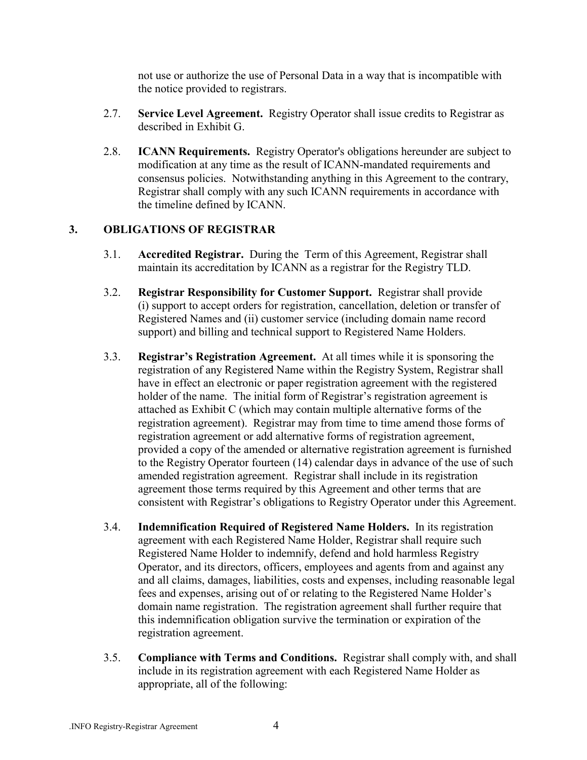not use or authorize the use of Personal Data in a way that is incompatible with the notice provided to registrars.

2.7. **Service Level Agreement.** Registry Operator shall issue credits to Registrar as described in Exhibit G.

2.8. **ICANN Requirements.** Registry Operator's obligations hereunder are subject to modification at any time as the result of ICANN-mandated requirements and consensus policies. Notwithstanding anything in this Agreement to the contrary, Registrar shall comply with any such ICANN requirements in accordance with the timeline defined by ICANN.

## 3. OBLIGATIONS OF REGISTRAR

3.1. **Accredited Registrar.** During the Term of this Agreement, Registrar shall maintain its accreditation by ICANN as a registrar for the Registry TLD.

3.2. **Registrar Responsibility for Customer Support.** Registrar shall provide (i) support to accept orders for registration, cancellation, deletion or transfer of Registered Names and (ii) customer service (including domain name record support) and billing and technical support to Registered Name Holders.

3.3. **Registrar's Registration Agreement.** At all times while it is sponsoring the registration of any Registered Name within the Registry System, Registrar shall have in effect an electronic or paper registration agreement with the registered holder of the name. The initial form of Registrar's registration agreement is attached as Exhibit C (which may contain multiple alternative forms of the registration agreement). Registrar may from time to time amend those forms of registration agreement or add alternative forms of registration agreement, provided a copy of the amended or alternative registration agreement is furnished to the Registry Operator fourteen (14) calendar days in advance of the use of such amended registration agreement. Registrar shall include in its registration agreement those terms required by this Agreement and other terms that are consistent with Registrar's obligations to Registry Operator under this Agreement.

3.4. **Indemnification Required of Registered Name Holders.** In its registration agreement with each Registered Name Holder, Registrar shall require such Registered Name Holder to indemnify, defend and hold harmless Registry Operator, and its directors, officers, employees and agents from and against any and all claims, damages, liabilities, costs and expenses, including reasonable legal fees and expenses, arising out of or relating to the Registered Name Holder's domain name registration. The registration agreement shall further require that this indemnification obligation survive the termination or expiration of the registration agreement.

3.5. **Compliance with Terms and Conditions.** Registrar shall comply with, and shall include in its registration agreement with each Registered Name Holder as appropriate, all of the following: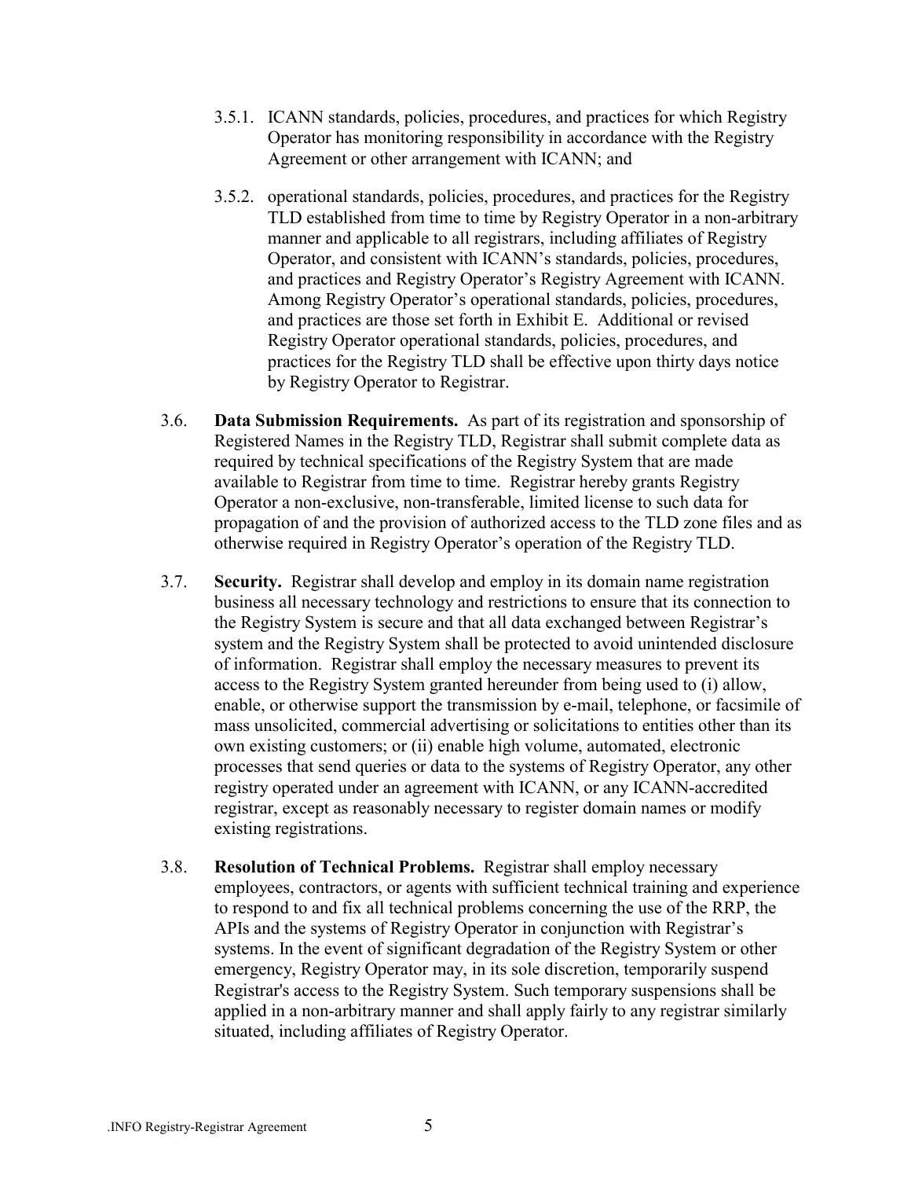3.5.1. ICANN standards, policies, procedures, and practices for which Registry Operator has monitoring responsibility in accordance with the Registry Agreement or other arrangement with ICANN; and

3.5.2. operational standards, policies, procedures, and practices for the Registry TLD established from time to time by Registry Operator in a non-arbitrary manner and applicable to all registrars, including affiliates of Registry Operator, and consistent with ICANN's standards, policies, procedures, and practices and Registry Operator's Registry Agreement with ICANN. Among Registry Operator's operational standards, policies, procedures, and practices are those set forth in Exhibit E. Additional or revised Registry Operator operational standards, policies, procedures, and practices for the Registry TLD shall be effective upon thirty days notice by Registry Operator to Registrar.

3.6. **Data Submission Requirements.** As part of its registration and sponsorship of Registered Names in the Registry TLD, Registrar shall submit complete data as required by technical specifications of the Registry System that are made available to Registrar from time to time. Registrar hereby grants Registry Operator a non-exclusive, non-transferable, limited license to such data for propagation of and the provision of authorized access to the TLD zone files and as otherwise required in Registry Operator's operation of the Registry TLD.

3.7. **Security.** Registrar shall develop and employ in its domain name registration business all necessary technology and restrictions to ensure that its connection to the Registry System is secure and that all data exchanged between Registrar's system and the Registry System shall be protected to avoid unintended disclosure of information. Registrar shall employ the necessary measures to prevent its access to the Registry System granted hereunder from being used to (i) allow, enable, or otherwise support the transmission by e-mail, telephone, or facsimile of mass unsolicited, commercial advertising or solicitations to entities other than its own existing customers; or (ii) enable high volume, automated, electronic processes that send queries or data to the systems of Registry Operator, any other registry operated under an agreement with ICANN, or any ICANN-accredited registrar, except as reasonably necessary to register domain names or modify existing registrations.

3.8. **Resolution of Technical Problems.** Registrar shall employ necessary employees, contractors, or agents with sufficient technical training and experience to respond to and fix all technical problems concerning the use of the RRP, the APIs and the systems of Registry Operator in conjunction with Registrar's systems. In the event of significant degradation of the Registry System or other emergency, Registry Operator may, in its sole discretion, temporarily suspend Registrar's access to the Registry System. Such temporary suspensions shall be applied in a non-arbitrary manner and shall apply fairly to any registrar similarly situated, including affiliates of Registry Operator.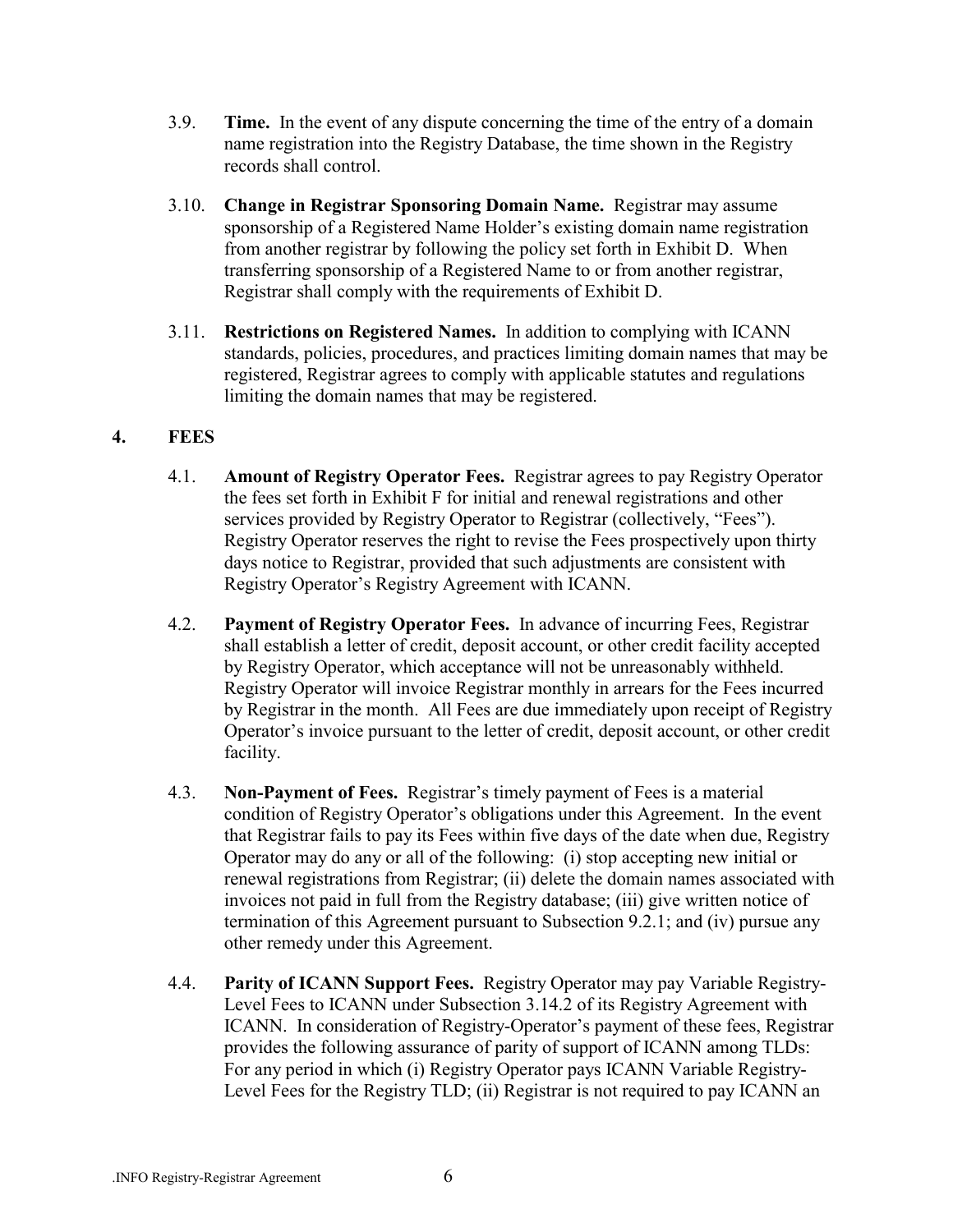3.9. **Time.** In the event of any dispute concerning the time of the entry of a domain name registration into the Registry Database, the time shown in the Registry records shall control.

3.10. **Change in Registrar Sponsoring Domain Name.** Registrar may assume sponsorship of a Registered Name Holder's existing domain name registration from another registrar by following the policy set forth in Exhibit D. When transferring sponsorship of a Registered Name to or from another registrar, Registrar shall comply with the requirements of Exhibit D.

3.11. **Restrictions on Registered Names.** In addition to complying with ICANN standards, policies, procedures, and practices limiting domain names that may be registered, Registrar agrees to comply with applicable statutes and regulations limiting the domain names that may be registered.

## 4. FEES

4.1. **Amount of Registry Operator Fees.** Registrar agrees to pay Registry Operator the fees set forth in Exhibit F for initial and renewal registrations and other services provided by Registry Operator to Registrar (collectively, "Fees"). Registry Operator reserves the right to revise the Fees prospectively upon thirty days notice to Registrar, provided that such adjustments are consistent with Registry Operator's Registry Agreement with ICANN.

4.2. **Payment of Registry Operator Fees.** In advance of incurring Fees, Registrar shall establish a letter of credit, deposit account, or other credit facility accepted by Registry Operator, which acceptance will not be unreasonably withheld. Registry Operator will invoice Registrar monthly in arrears for the Fees incurred by Registrar in the month. All Fees are due immediately upon receipt of Registry Operator's invoice pursuant to the letter of credit, deposit account, or other credit facility.

4.3. **Non-Payment of Fees.** Registrar's timely payment of Fees is a material condition of Registry Operator's obligations under this Agreement. In the event that Registrar fails to pay its Fees within five days of the date when due, Registry Operator may do any or all of the following: (i) stop accepting new initial or renewal registrations from Registrar; (ii) delete the domain names associated with invoices not paid in full from the Registry database; (iii) give written notice of termination of this Agreement pursuant to Subsection 9.2.1; and (iv) pursue any other remedy under this Agreement.

4.4. **Parity of ICANN Support Fees.** Registry Operator may pay Variable Registry-Level Fees to ICANN under Subsection 3.14.2 of its Registry Agreement with ICANN. In consideration of Registry-Operator's payment of these fees, Registrar provides the following assurance of parity of support of ICANN among TLDs: For any period in which (i) Registry Operator pays ICANN Variable Registry-Level Fees for the Registry TLD; (ii) Registrar is not required to pay ICANN an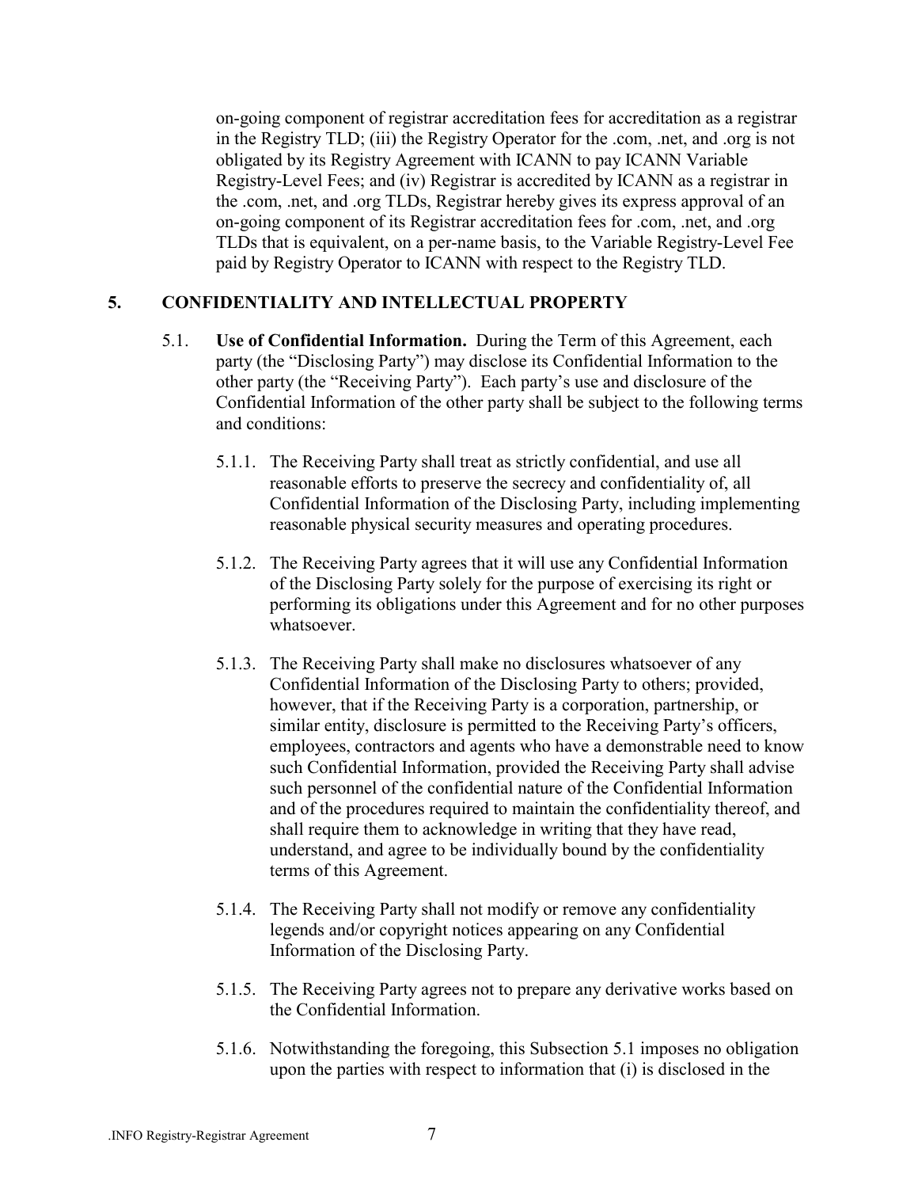on-going component of registrar accreditation fees for accreditation as a registrar in the Registry TLD; (iii) the Registry Operator for the .com, .net, and .org is not obligated by its Registry Agreement with ICANN to pay ICANN Variable Registry-Level Fees; and (iv) Registrar is accredited by ICANN as a registrar in the .com, .net, and .org TLDs, Registrar hereby gives its express approval of an on-going component of its Registrar accreditation fees for .com, .net, and .org TLDs that is equivalent, on a per-name basis, to the Variable Registry-Level Fee paid by Registry Operator to ICANN with respect to the Registry TLD.

## 5. CONFIDENTIALITY AND INTELLECTUAL PROPERTY

5.1. **Use of Confidential Information.** During the Term of this Agreement, each party (the "Disclosing Party") may disclose its Confidential Information to the other party (the "Receiving Party"). Each party's use and disclosure of the Confidential Information of the other party shall be subject to the following terms and conditions:

5.1.1. The Receiving Party shall treat as strictly confidential, and use all reasonable efforts to preserve the secrecy and confidentiality of, all Confidential Information of the Disclosing Party, including implementing reasonable physical security measures and operating procedures.

5.1.2. The Receiving Party agrees that it will use any Confidential Information of the Disclosing Party solely for the purpose of exercising its right or performing its obligations under this Agreement and for no other purposes whatsoever.

5.1.3. The Receiving Party shall make no disclosures whatsoever of any Confidential Information of the Disclosing Party to others; provided, however, that if the Receiving Party is a corporation, partnership, or similar entity, disclosure is permitted to the Receiving Party's officers, employees, contractors and agents who have a demonstrable need to know such Confidential Information, provided the Receiving Party shall advise such personnel of the confidential nature of the Confidential Information and of the procedures required to maintain the confidentiality thereof, and shall require them to acknowledge in writing that they have read, understand, and agree to be individually bound by the confidentiality terms of this Agreement.

5.1.4. The Receiving Party shall not modify or remove any confidentiality legends and/or copyright notices appearing on any Confidential Information of the Disclosing Party.

5.1.5. The Receiving Party agrees not to prepare any derivative works based on the Confidential Information.

5.1.6. Notwithstanding the foregoing, this Subsection 5.1 imposes no obligation upon the parties with respect to information that (i) is disclosed in the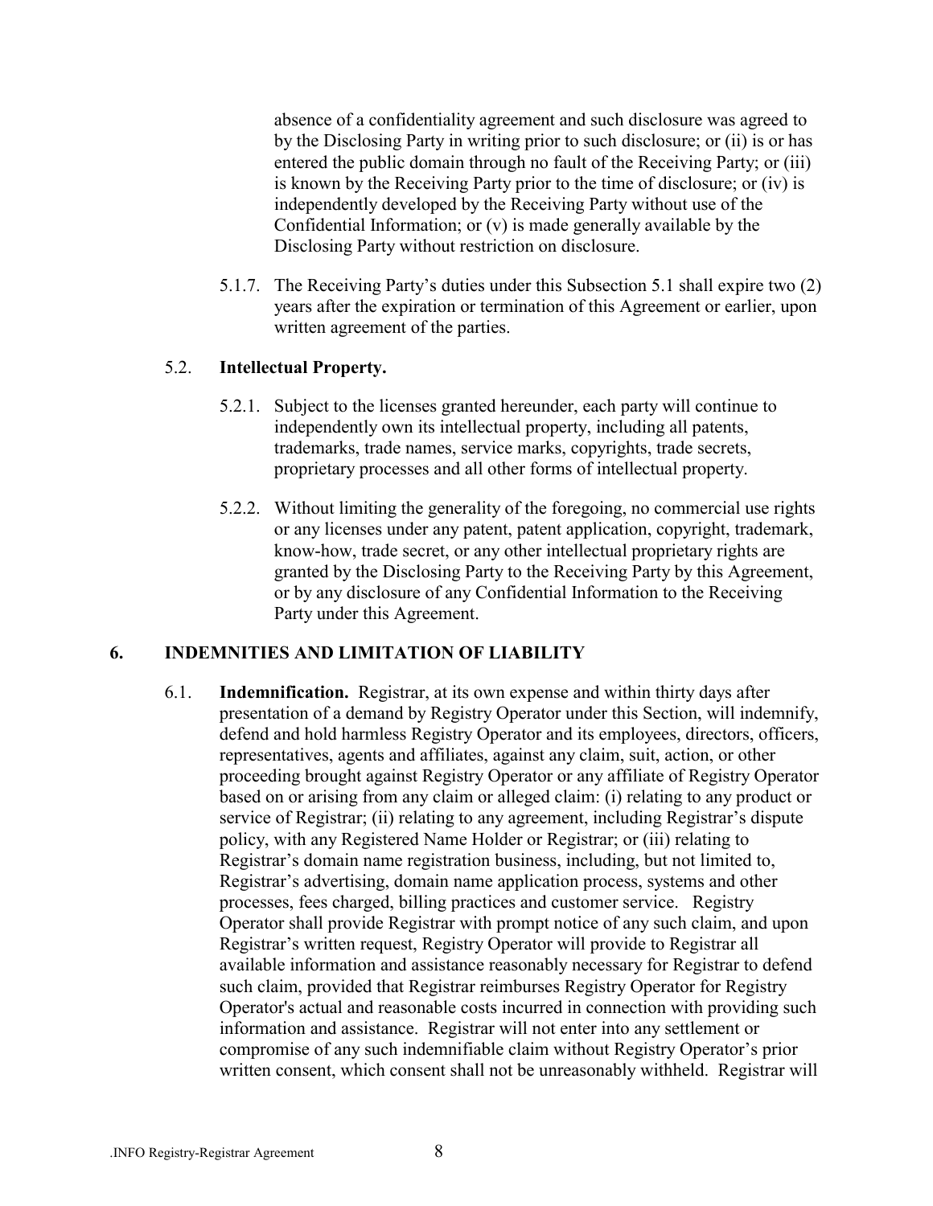absence of a confidentiality agreement and such disclosure was agreed to by the Disclosing Party in writing prior to such disclosure; or (ii) is or has entered the public domain through no fault of the Receiving Party; or (iii) is known by the Receiving Party prior to the time of disclosure; or (iv) is independently developed by the Receiving Party without use of the Confidential Information; or (v) is made generally available by the Disclosing Party without restriction on disclosure.

5.1.7. The Receiving Party's duties under this Subsection 5.1 shall expire two (2) years after the expiration or termination of this Agreement or earlier, upon written agreement of the parties.

5.2. **Intellectual Property.**

5.2.1. Subject to the licenses granted hereunder, each party will continue to independently own its intellectual property, including all patents, trademarks, trade names, service marks, copyrights, trade secrets, proprietary processes and all other forms of intellectual property.

5.2.2. Without limiting the generality of the foregoing, no commercial use rights or any licenses under any patent, patent application, copyright, trademark, know-how, trade secret, or any other intellectual proprietary rights are granted by the Disclosing Party to the Receiving Party by this Agreement, or by any disclosure of any Confidential Information to the Receiving Party under this Agreement.

## 6. INDEMNITIES AND LIMITATION OF LIABILITY

6.1. **Indemnification.** Registrar, at its own expense and within thirty days after presentation of a demand by Registry Operator under this Section, will indemnify, defend and hold harmless Registry Operator and its employees, directors, officers, representatives, agents and affiliates, against any claim, suit, action, or other proceeding brought against Registry Operator or any affiliate of Registry Operator based on or arising from any claim or alleged claim: (i) relating to any product or service of Registrar; (ii) relating to any agreement, including Registrar's dispute policy, with any Registered Name Holder or Registrar; or (iii) relating to Registrar's domain name registration business, including, but not limited to, Registrar's advertising, domain name application process, systems and other processes, fees charged, billing practices and customer service. Registry Operator shall provide Registrar with prompt notice of any such claim, and upon Registrar's written request, Registry Operator will provide to Registrar all available information and assistance reasonably necessary for Registrar to defend such claim, provided that Registrar reimburses Registry Operator for Registry Operator's actual and reasonable costs incurred in connection with providing such information and assistance. Registrar will not enter into any settlement or compromise of any such indemnifiable claim without Registry Operator's prior written consent, which consent shall not be unreasonably withheld. Registrar will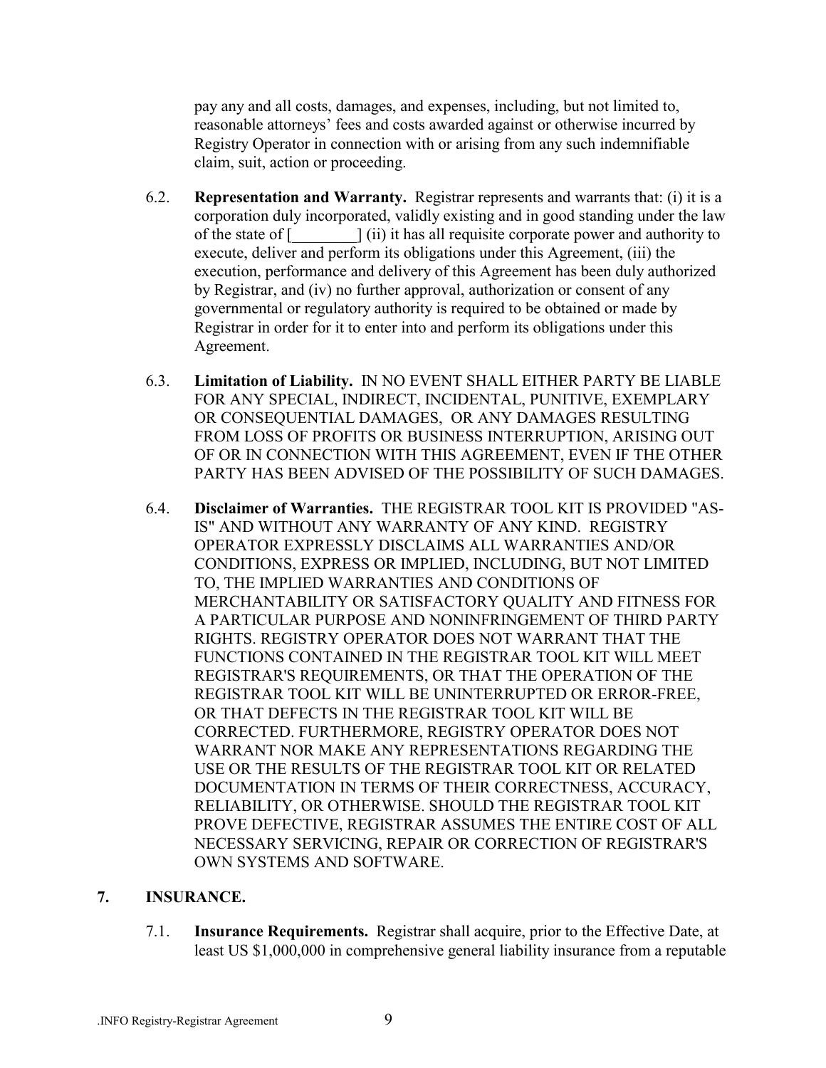pay any and all costs, damages, and expenses, including, but not limited to, reasonable attorneys' fees and costs awarded against or otherwise incurred by Registry Operator in connection with or arising from any such indemnifiable claim, suit, action or proceeding.

6.2. **Representation and Warranty.** Registrar represents and warrants that: (i) it is a corporation duly incorporated, validly existing and in good standing under the law of the state of [________] (ii) it has all requisite corporate power and authority to execute, deliver and perform its obligations under this Agreement, (iii) the execution, performance and delivery of this Agreement has been duly authorized by Registrar, and (iv) no further approval, authorization or consent of any governmental or regulatory authority is required to be obtained or made by Registrar in order for it to enter into and perform its obligations under this Agreement.

6.3. **Limitation of Liability.** IN NO EVENT SHALL EITHER PARTY BE LIABLE FOR ANY SPECIAL, INDIRECT, INCIDENTAL, PUNITIVE, EXEMPLARY OR CONSEQUENTIAL DAMAGES, OR ANY DAMAGES RESULTING FROM LOSS OF PROFITS OR BUSINESS INTERRUPTION, ARISING OUT OF OR IN CONNECTION WITH THIS AGREEMENT, EVEN IF THE OTHER PARTY HAS BEEN ADVISED OF THE POSSIBILITY OF SUCH DAMAGES.

6.4. **Disclaimer of Warranties.** THE REGISTRAR TOOL KIT IS PROVIDED "AS-IS" AND WITHOUT ANY WARRANTY OF ANY KIND. REGISTRY OPERATOR EXPRESSLY DISCLAIMS ALL WARRANTIES AND/OR CONDITIONS, EXPRESS OR IMPLIED, INCLUDING, BUT NOT LIMITED TO, THE IMPLIED WARRANTIES AND CONDITIONS OF MERCHANTABILITY OR SATISFACTORY QUALITY AND FITNESS FOR A PARTICULAR PURPOSE AND NONINFRINGEMENT OF THIRD PARTY RIGHTS. REGISTRY OPERATOR DOES NOT WARRANT THAT THE FUNCTIONS CONTAINED IN THE REGISTRAR TOOL KIT WILL MEET REGISTRAR'S REQUIREMENTS, OR THAT THE OPERATION OF THE REGISTRAR TOOL KIT WILL BE UNINTERRUPTED OR ERROR-FREE, OR THAT DEFECTS IN THE REGISTRAR TOOL KIT WILL BE CORRECTED. FURTHERMORE, REGISTRY OPERATOR DOES NOT WARRANT NOR MAKE ANY REPRESENTATIONS REGARDING THE USE OR THE RESULTS OF THE REGISTRAR TOOL KIT OR RELATED DOCUMENTATION IN TERMS OF THEIR CORRECTNESS, ACCURACY, RELIABILITY, OR OTHERWISE. SHOULD THE REGISTRAR TOOL KIT PROVE DEFECTIVE, REGISTRAR ASSUMES THE ENTIRE COST OF ALL NECESSARY SERVICING, REPAIR OR CORRECTION OF REGISTRAR'S OWN SYSTEMS AND SOFTWARE.

## 7. INSURANCE.

7.1. **Insurance Requirements.** Registrar shall acquire, prior to the Effective Date, at least US $1,000,000 in comprehensive general liability insurance from a reputable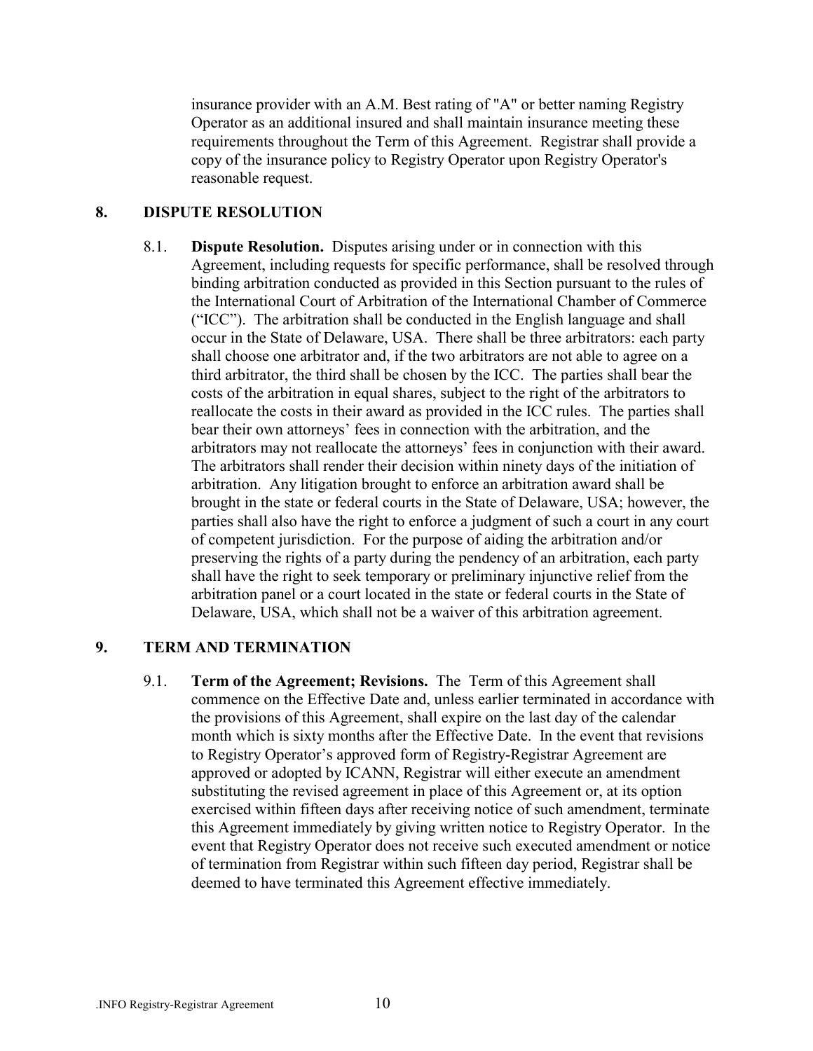insurance provider with an A.M. Best rating of "A" or better naming Registry Operator as an additional insured and shall maintain insurance meeting these requirements throughout the Term of this Agreement. Registrar shall provide a copy of the insurance policy to Registry Operator upon Registry Operator's reasonable request.

## 8. DISPUTE RESOLUTION

8.1. **Dispute Resolution.** Disputes arising under or in connection with this Agreement, including requests for specific performance, shall be resolved through binding arbitration conducted as provided in this Section pursuant to the rules of the International Court of Arbitration of the International Chamber of Commerce ("ICC"). The arbitration shall be conducted in the English language and shall occur in the State of Delaware, USA. There shall be three arbitrators: each party shall choose one arbitrator and, if the two arbitrators are not able to agree on a third arbitrator, the third shall be chosen by the ICC. The parties shall bear the costs of the arbitration in equal shares, subject to the right of the arbitrators to reallocate the costs in their award as provided in the ICC rules. The parties shall bear their own attorneys' fees in connection with the arbitration, and the arbitrators may not reallocate the attorneys' fees in conjunction with their award. The arbitrators shall render their decision within ninety days of the initiation of arbitration. Any litigation brought to enforce an arbitration award shall be brought in the state or federal courts in the State of Delaware, USA; however, the parties shall also have the right to enforce a judgment of such a court in any court of competent jurisdiction. For the purpose of aiding the arbitration and/or preserving the rights of a party during the pendency of an arbitration, each party shall have the right to seek temporary or preliminary injunctive relief from the arbitration panel or a court located in the state or federal courts in the State of Delaware, USA, which shall not be a waiver of this arbitration agreement.

## 9. TERM AND TERMINATION

9.1. **Term of the Agreement; Revisions.** The Term of this Agreement shall commence on the Effective Date and, unless earlier terminated in accordance with the provisions of this Agreement, shall expire on the last day of the calendar month which is sixty months after the Effective Date. In the event that revisions to Registry Operator's approved form of Registry-Registrar Agreement are approved or adopted by ICANN, Registrar will either execute an amendment substituting the revised agreement in place of this Agreement or, at its option exercised within fifteen days after receiving notice of such amendment, terminate this Agreement immediately by giving written notice to Registry Operator. In the event that Registry Operator does not receive such executed amendment or notice of termination from Registrar within such fifteen day period, Registrar shall be deemed to have terminated this Agreement effective immediately.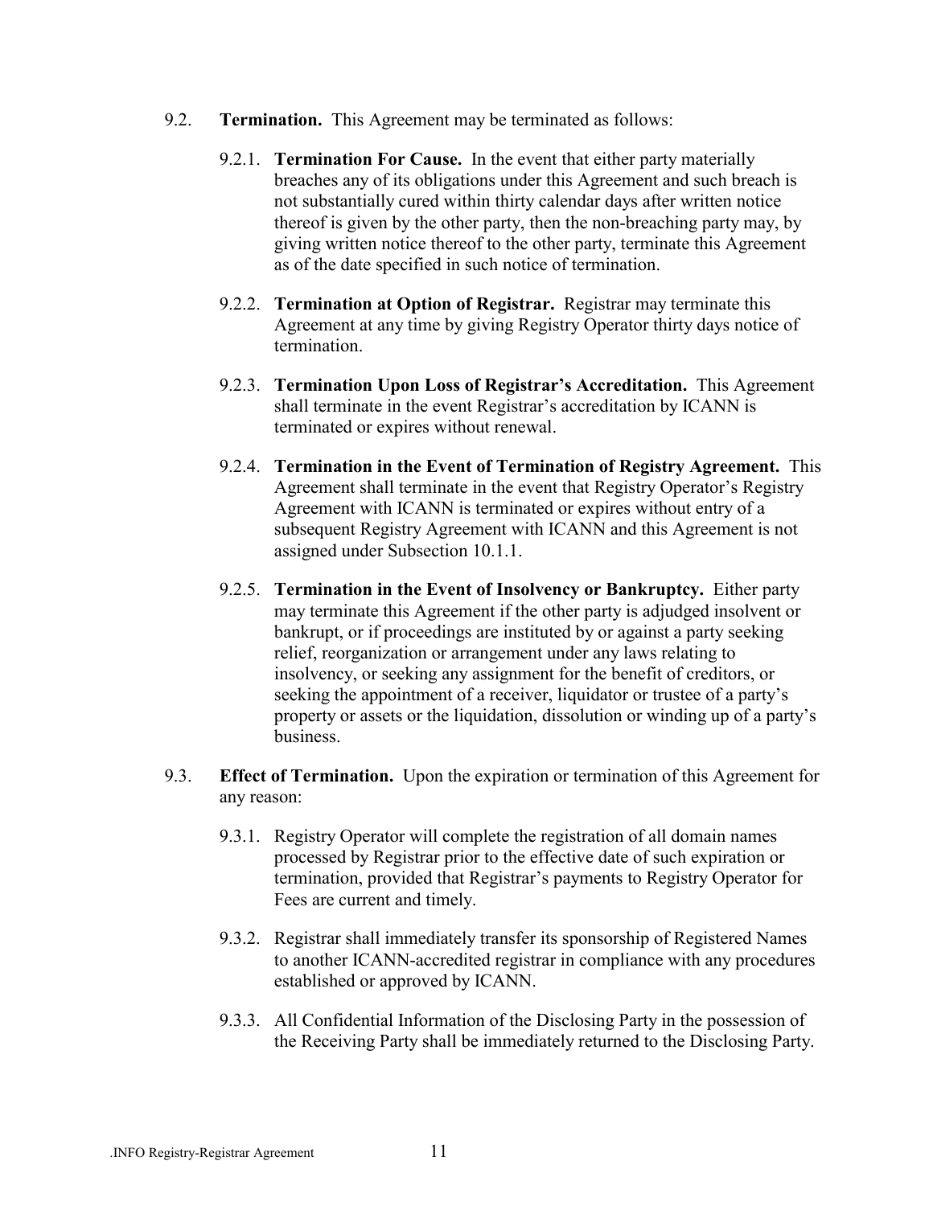9.2. **Termination.** This Agreement may be terminated as follows:

9.2.1. **Termination For Cause.** In the event that either party materially breaches any of its obligations under this Agreement and such breach is not substantially cured within thirty calendar days after written notice thereof is given by the other party, then the non-breaching party may, by giving written notice thereof to the other party, terminate this Agreement as of the date specified in such notice of termination.

9.2.2. **Termination at Option of Registrar.** Registrar may terminate this Agreement at any time by giving Registry Operator thirty days notice of termination.

9.2.3. **Termination Upon Loss of Registrar's Accreditation.** This Agreement shall terminate in the event Registrar's accreditation by ICANN is terminated or expires without renewal.

9.2.4. **Termination in the Event of Termination of Registry Agreement.** This Agreement shall terminate in the event that Registry Operator's Registry Agreement with ICANN is terminated or expires without entry of a subsequent Registry Agreement with ICANN and this Agreement is not assigned under Subsection 10.1.1.

9.2.5. **Termination in the Event of Insolvency or Bankruptcy.** Either party may terminate this Agreement if the other party is adjudged insolvent or bankrupt, or if proceedings are instituted by or against a party seeking relief, reorganization or arrangement under any laws relating to insolvency, or seeking any assignment for the benefit of creditors, or seeking the appointment of a receiver, liquidator or trustee of a party's property or assets or the liquidation, dissolution or winding up of a party's business.

9.3. **Effect of Termination.** Upon the expiration or termination of this Agreement for any reason:

9.3.1. Registry Operator will complete the registration of all domain names processed by Registrar prior to the effective date of such expiration or termination, provided that Registrar's payments to Registry Operator for Fees are current and timely.

9.3.2. Registrar shall immediately transfer its sponsorship of Registered Names to another ICANN-accredited registrar in compliance with any procedures established or approved by ICANN.

9.3.3. All Confidential Information of the Disclosing Party in the possession of the Receiving Party shall be immediately returned to the Disclosing Party.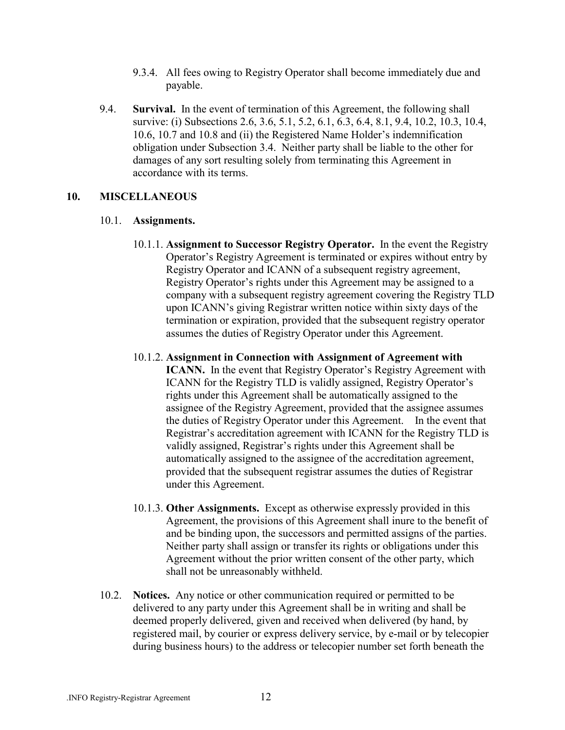9.3.4. All fees owing to Registry Operator shall become immediately due and payable.

9.4. **Survival.** In the event of termination of this Agreement, the following shall survive: (i) Subsections 2.6, 3.6, 5.1, 5.2, 6.1, 6.3, 6.4, 8.1, 9.4, 10.2, 10.3, 10.4, 10.6, 10.7 and 10.8 and (ii) the Registered Name Holder's indemnification obligation under Subsection 3.4. Neither party shall be liable to the other for damages of any sort resulting solely from terminating this Agreement in accordance with its terms.

## 10. MISCELLANEOUS

10.1. **Assignments.**

10.1.1. **Assignment to Successor Registry Operator.** In the event the Registry Operator's Registry Agreement is terminated or expires without entry by Registry Operator and ICANN of a subsequent registry agreement, Registry Operator's rights under this Agreement may be assigned to a company with a subsequent registry agreement covering the Registry TLD upon ICANN's giving Registrar written notice within sixty days of the termination or expiration, provided that the subsequent registry operator assumes the duties of Registry Operator under this Agreement.

10.1.2. **Assignment in Connection with Assignment of Agreement with ICANN.** In the event that Registry Operator's Registry Agreement with ICANN for the Registry TLD is validly assigned, Registry Operator's rights under this Agreement shall be automatically assigned to the assignee of the Registry Agreement, provided that the assignee assumes the duties of Registry Operator under this Agreement. In the event that Registrar's accreditation agreement with ICANN for the Registry TLD is validly assigned, Registrar's rights under this Agreement shall be automatically assigned to the assignee of the accreditation agreement, provided that the subsequent registrar assumes the duties of Registrar under this Agreement.

10.1.3. **Other Assignments.** Except as otherwise expressly provided in this Agreement, the provisions of this Agreement shall inure to the benefit of and be binding upon, the successors and permitted assigns of the parties. Neither party shall assign or transfer its rights or obligations under this Agreement without the prior written consent of the other party, which shall not be unreasonably withheld.

10.2. **Notices.** Any notice or other communication required or permitted to be delivered to any party under this Agreement shall be in writing and shall be deemed properly delivered, given and received when delivered (by hand, by registered mail, by courier or express delivery service, by e-mail or by telecopier during business hours) to the address or telecopier number set forth beneath the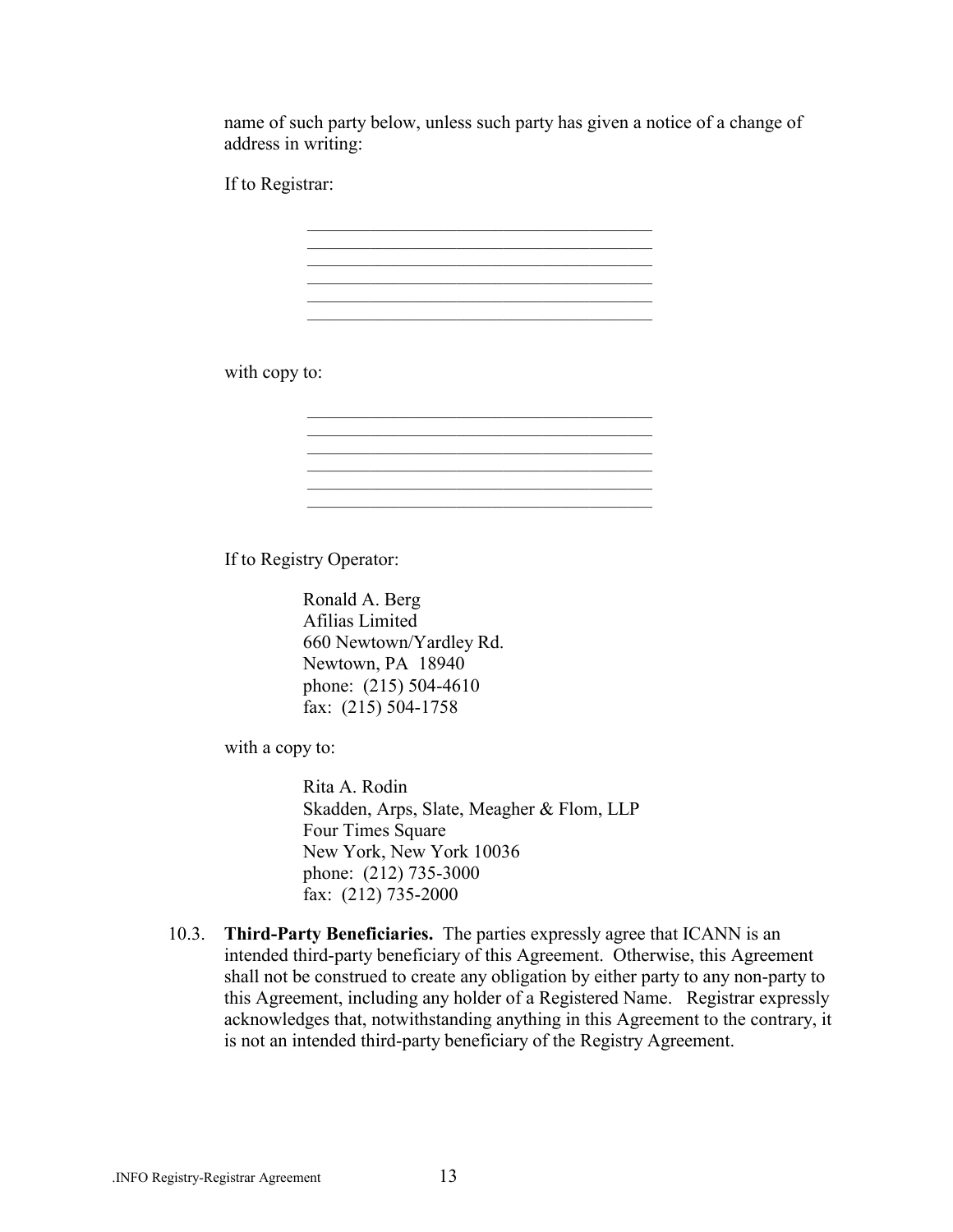name of such party below, unless such party has given a notice of a change of address in writing:

If to Registrar:

\_\_\_\_\_\_\_\_\_\_\_\_\_\_\_\_\_\_\_\_\_\_\_\_\_\_\_\_\_\_\_\_\_\_\_\_\_\_\_\_
\_\_\_\_\_\_\_\_\_\_\_\_\_\_\_\_\_\_\_\_\_\_\_\_\_\_\_\_\_\_\_\_\_\_\_\_\_\_\_\_
\_\_\_\_\_\_\_\_\_\_\_\_\_\_\_\_\_\_\_\_\_\_\_\_\_\_\_\_\_\_\_\_\_\_\_\_\_\_\_\_
\_\_\_\_\_\_\_\_\_\_\_\_\_\_\_\_\_\_\_\_\_\_\_\_\_\_\_\_\_\_\_\_\_\_\_\_\_\_\_\_
\_\_\_\_\_\_\_\_\_\_\_\_\_\_\_\_\_\_\_\_\_\_\_\_\_\_\_\_\_\_\_\_\_\_\_\_\_\_\_\_
\_\_\_\_\_\_\_\_\_\_\_\_\_\_\_\_\_\_\_\_\_\_\_\_\_\_\_\_\_\_\_\_\_\_\_\_\_\_\_\_

with copy to:

\_\_\_\_\_\_\_\_\_\_\_\_\_\_\_\_\_\_\_\_\_\_\_\_\_\_\_\_\_\_\_\_\_\_\_\_\_\_\_\_
\_\_\_\_\_\_\_\_\_\_\_\_\_\_\_\_\_\_\_\_\_\_\_\_\_\_\_\_\_\_\_\_\_\_\_\_\_\_\_\_
\_\_\_\_\_\_\_\_\_\_\_\_\_\_\_\_\_\_\_\_\_\_\_\_\_\_\_\_\_\_\_\_\_\_\_\_\_\_\_\_
\_\_\_\_\_\_\_\_\_\_\_\_\_\_\_\_\_\_\_\_\_\_\_\_\_\_\_\_\_\_\_\_\_\_\_\_\_\_\_\_
\_\_\_\_\_\_\_\_\_\_\_\_\_\_\_\_\_\_\_\_\_\_\_\_\_\_\_\_\_\_\_\_\_\_\_\_\_\_\_\_
\_\_\_\_\_\_\_\_\_\_\_\_\_\_\_\_\_\_\_\_\_\_\_\_\_\_\_\_\_\_\_\_\_\_\_\_\_\_\_\_

If to Registry Operator:

Ronald A. Berg
Afilias Limited
660 Newtown/Yardley Rd.
Newtown, PA 18940
phone: (215) 504-4610
fax: (215) 504-1758

with a copy to:

Rita A. Rodin
Skadden, Arps, Slate, Meagher & Flom, LLP
Four Times Square
New York, New York 10036
phone: (212) 735-3000
fax: (212) 735-2000

10.3. **Third-Party Beneficiaries.** The parties expressly agree that ICANN is an intended third-party beneficiary of this Agreement. Otherwise, this Agreement shall not be construed to create any obligation by either party to any non-party to this Agreement, including any holder of a Registered Name. Registrar expressly acknowledges that, notwithstanding anything in this Agreement to the contrary, it is not an intended third-party beneficiary of the Registry Agreement.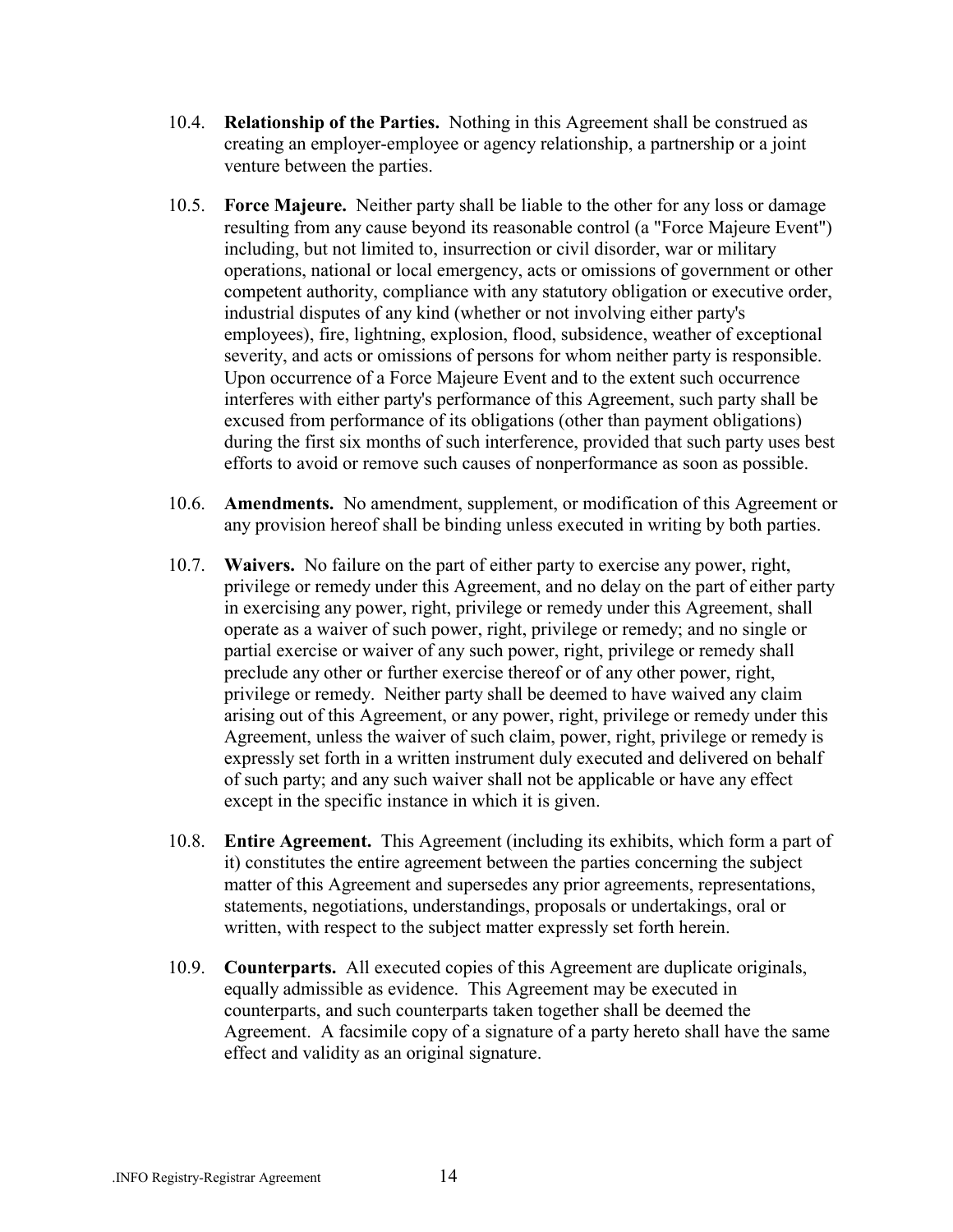10.4. **Relationship of the Parties.** Nothing in this Agreement shall be construed as creating an employer-employee or agency relationship, a partnership or a joint venture between the parties.

10.5. **Force Majeure.** Neither party shall be liable to the other for any loss or damage resulting from any cause beyond its reasonable control (a "Force Majeure Event") including, but not limited to, insurrection or civil disorder, war or military operations, national or local emergency, acts or omissions of government or other competent authority, compliance with any statutory obligation or executive order, industrial disputes of any kind (whether or not involving either party's employees), fire, lightning, explosion, flood, subsidence, weather of exceptional severity, and acts or omissions of persons for whom neither party is responsible. Upon occurrence of a Force Majeure Event and to the extent such occurrence interferes with either party's performance of this Agreement, such party shall be excused from performance of its obligations (other than payment obligations) during the first six months of such interference, provided that such party uses best efforts to avoid or remove such causes of nonperformance as soon as possible.

10.6. **Amendments.** No amendment, supplement, or modification of this Agreement or any provision hereof shall be binding unless executed in writing by both parties.

10.7. **Waivers.** No failure on the part of either party to exercise any power, right, privilege or remedy under this Agreement, and no delay on the part of either party in exercising any power, right, privilege or remedy under this Agreement, shall operate as a waiver of such power, right, privilege or remedy; and no single or partial exercise or waiver of any such power, right, privilege or remedy shall preclude any other or further exercise thereof or of any other power, right, privilege or remedy. Neither party shall be deemed to have waived any claim arising out of this Agreement, or any power, right, privilege or remedy under this Agreement, unless the waiver of such claim, power, right, privilege or remedy is expressly set forth in a written instrument duly executed and delivered on behalf of such party; and any such waiver shall not be applicable or have any effect except in the specific instance in which it is given.

10.8. **Entire Agreement.** This Agreement (including its exhibits, which form a part of it) constitutes the entire agreement between the parties concerning the subject matter of this Agreement and supersedes any prior agreements, representations, statements, negotiations, understandings, proposals or undertakings, oral or written, with respect to the subject matter expressly set forth herein.

10.9. **Counterparts.** All executed copies of this Agreement are duplicate originals, equally admissible as evidence. This Agreement may be executed in counterparts, and such counterparts taken together shall be deemed the Agreement. A facsimile copy of a signature of a party hereto shall have the same effect and validity as an original signature.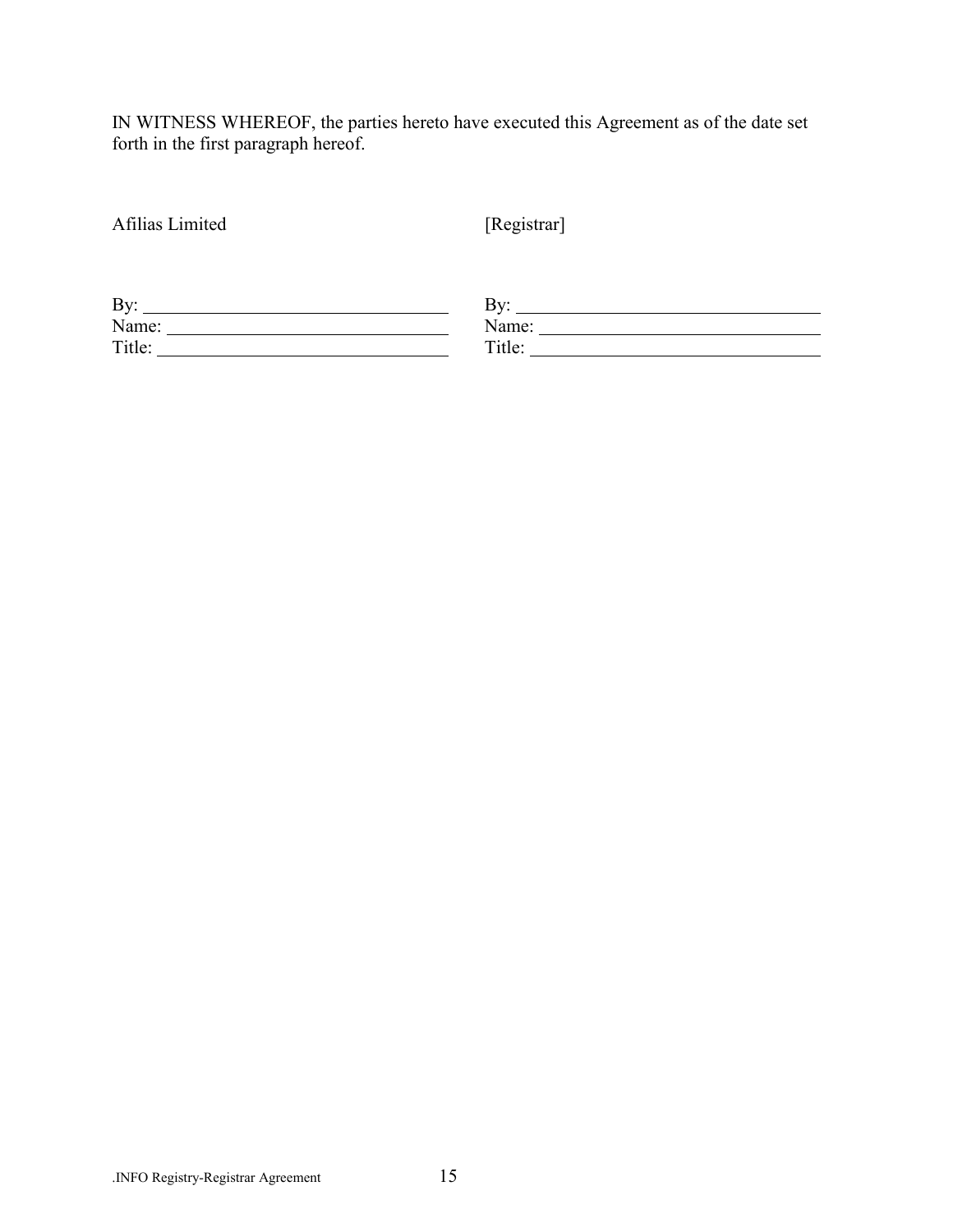IN WITNESS WHEREOF, the parties hereto have executed this Agreement as of the date set forth in the first paragraph hereof.

| Afilias Limited | [Registrar] |
| --- | --- |
| By: ______________________________ | By: ______________________________ |
| Name: ____________________________ | Name: ____________________________ |
| Title: _____________________________ | Title: _____________________________ |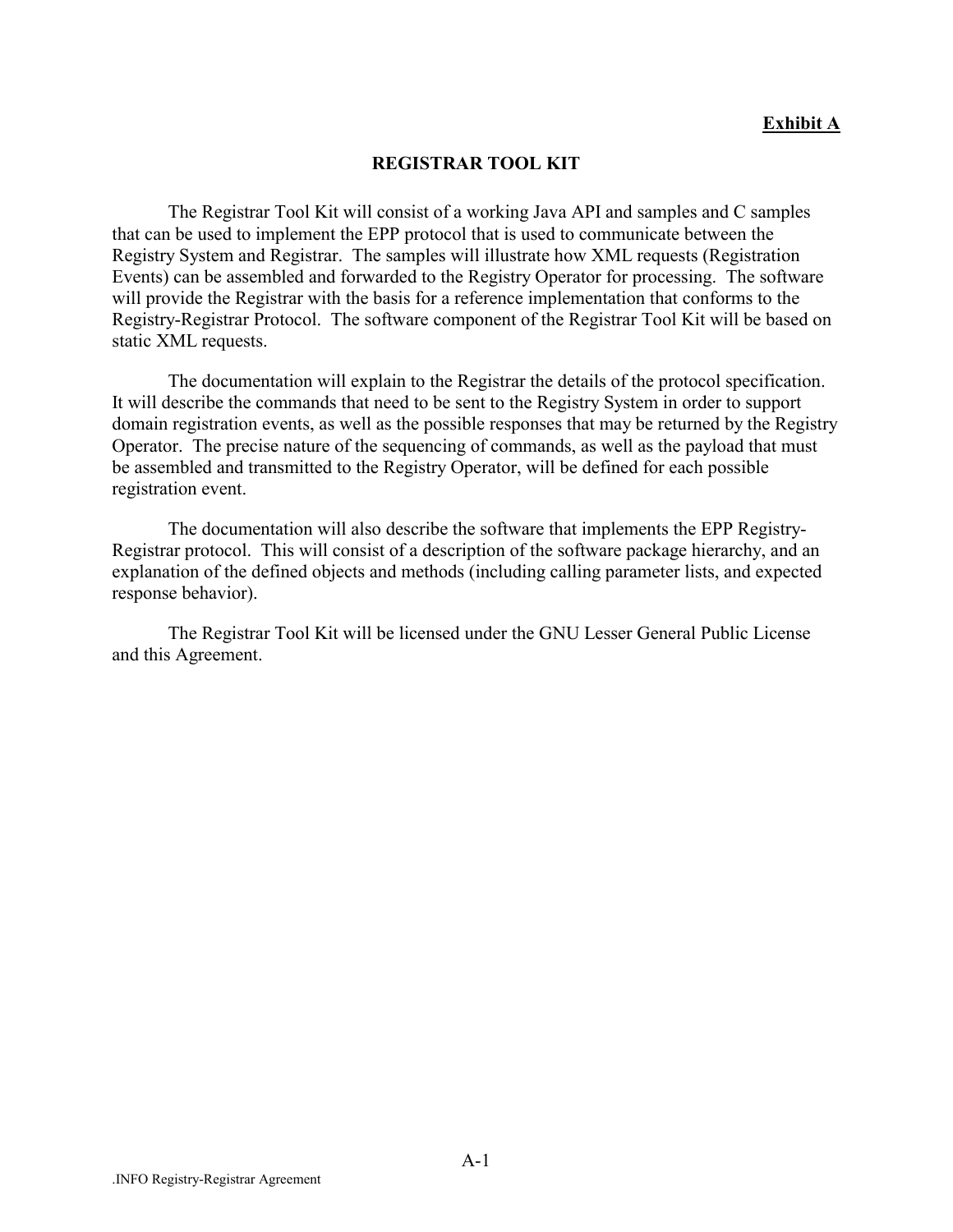**Exhibit A**

**REGISTRAR TOOL KIT**

The Registrar Tool Kit will consist of a working Java API and samples and C samples that can be used to implement the EPP protocol that is used to communicate between the Registry System and Registrar. The samples will illustrate how XML requests (Registration Events) can be assembled and forwarded to the Registry Operator for processing. The software will provide the Registrar with the basis for a reference implementation that conforms to the Registry-Registrar Protocol. The software component of the Registrar Tool Kit will be based on static XML requests.

The documentation will explain to the Registrar the details of the protocol specification. It will describe the commands that need to be sent to the Registry System in order to support domain registration events, as well as the possible responses that may be returned by the Registry Operator. The precise nature of the sequencing of commands, as well as the payload that must be assembled and transmitted to the Registry Operator, will be defined for each possible registration event.

The documentation will also describe the software that implements the EPP Registry-Registrar protocol. This will consist of a description of the software package hierarchy, and an explanation of the defined objects and methods (including calling parameter lists, and expected response behavior).

The Registrar Tool Kit will be licensed under the GNU Lesser General Public License and this Agreement.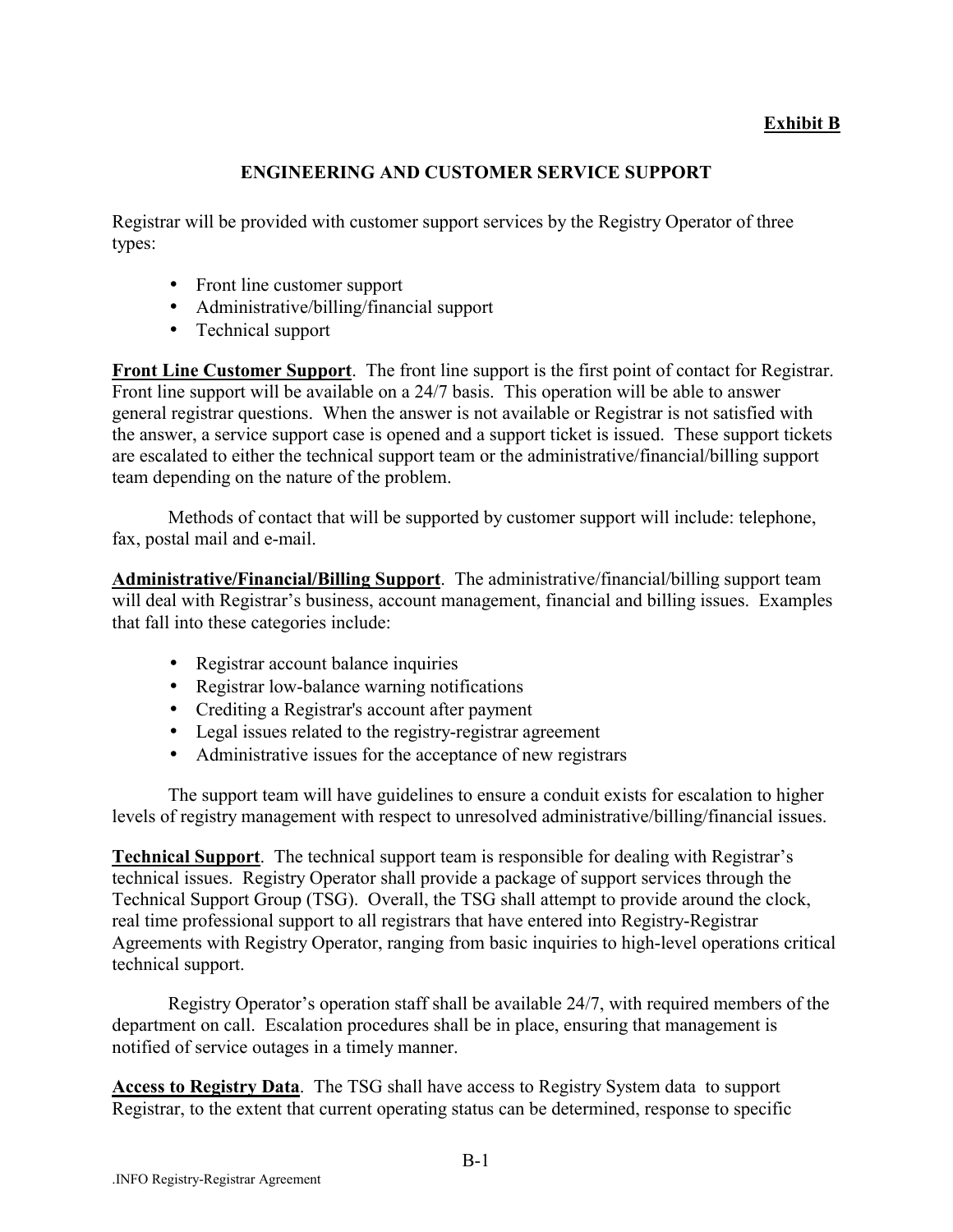**Exhibit B**

## ENGINEERING AND CUSTOMER SERVICE SUPPORT

Registrar will be provided with customer support services by the Registry Operator of three types:

- Front line customer support
- Administrative/billing/financial support
- Technical support

**Front Line Customer Support**. The front line support is the first point of contact for Registrar. Front line support will be available on a 24/7 basis. This operation will be able to answer general registrar questions. When the answer is not available or Registrar is not satisfied with the answer, a service support case is opened and a support ticket is issued. These support tickets are escalated to either the technical support team or the administrative/financial/billing support team depending on the nature of the problem.

Methods of contact that will be supported by customer support will include: telephone, fax, postal mail and e-mail.

**Administrative/Financial/Billing Support**. The administrative/financial/billing support team will deal with Registrar's business, account management, financial and billing issues. Examples that fall into these categories include:

- Registrar account balance inquiries
- Registrar low-balance warning notifications
- Crediting a Registrar's account after payment
- Legal issues related to the registry-registrar agreement
- Administrative issues for the acceptance of new registrars

The support team will have guidelines to ensure a conduit exists for escalation to higher levels of registry management with respect to unresolved administrative/billing/financial issues.

**Technical Support**. The technical support team is responsible for dealing with Registrar's technical issues. Registry Operator shall provide a package of support services through the Technical Support Group (TSG). Overall, the TSG shall attempt to provide around the clock, real time professional support to all registrars that have entered into Registry-Registrar Agreements with Registry Operator, ranging from basic inquiries to high-level operations critical technical support.

Registry Operator's operation staff shall be available 24/7, with required members of the department on call. Escalation procedures shall be in place, ensuring that management is notified of service outages in a timely manner.

**Access to Registry Data**. The TSG shall have access to Registry System data to support Registrar, to the extent that current operating status can be determined, response to specific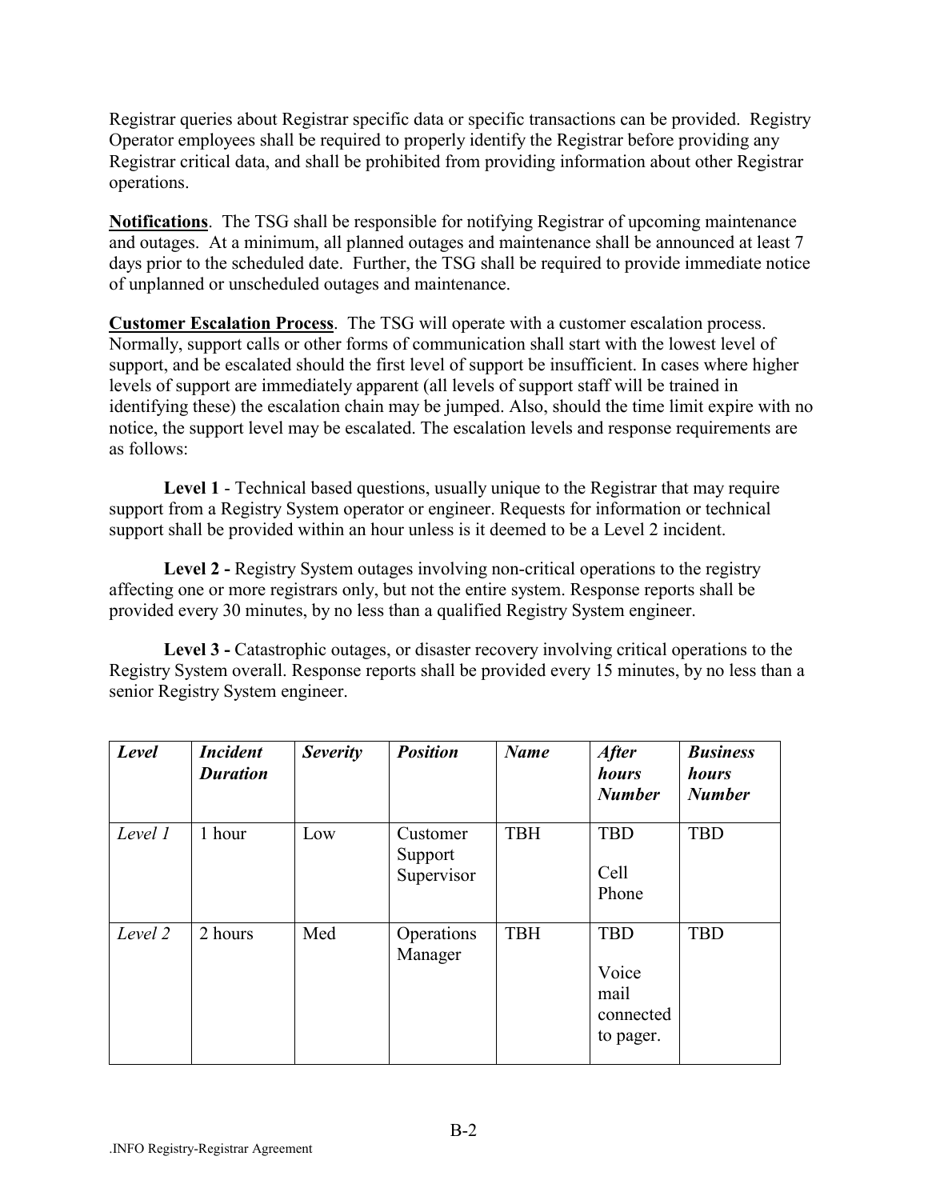Registrar queries about Registrar specific data or specific transactions can be provided. Registry Operator employees shall be required to properly identify the Registrar before providing any Registrar critical data, and shall be prohibited from providing information about other Registrar operations.

**Notifications**. The TSG shall be responsible for notifying Registrar of upcoming maintenance and outages. At a minimum, all planned outages and maintenance shall be announced at least 7 days prior to the scheduled date. Further, the TSG shall be required to provide immediate notice of unplanned or unscheduled outages and maintenance.

**Customer Escalation Process**. The TSG will operate with a customer escalation process. Normally, support calls or other forms of communication shall start with the lowest level of support, and be escalated should the first level of support be insufficient. In cases where higher levels of support are immediately apparent (all levels of support staff will be trained in identifying these) the escalation chain may be jumped. Also, should the time limit expire with no notice, the support level may be escalated. The escalation levels and response requirements are as follows:

**Level 1** - Technical based questions, usually unique to the Registrar that may require support from a Registry System operator or engineer. Requests for information or technical support shall be provided within an hour unless is it deemed to be a Level 2 incident.

**Level 2 -** Registry System outages involving non-critical operations to the registry affecting one or more registrars only, but not the entire system. Response reports shall be provided every 30 minutes, by no less than a qualified Registry System engineer.

**Level 3 -** Catastrophic outages, or disaster recovery involving critical operations to the Registry System overall. Response reports shall be provided every 15 minutes, by no less than a senior Registry System engineer.

| ***Level*** | ***Incident Duration*** | ***Severity*** | ***Position*** | ***Name*** | ***After hours Number*** | ***Business hours Number*** |
|---|---|---|---|---|---|---|
| *Level 1* | 1 hour | Low | Customer Support Supervisor | TBH | TBD Cell Phone | TBD |
| *Level 2* | 2 hours | Med | Operations Manager | TBH | TBD Voice mail connected to pager. | TBD |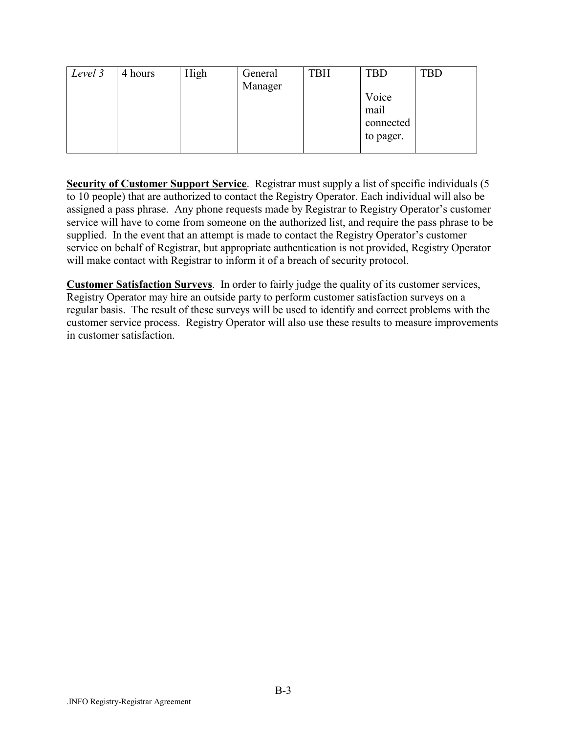| *Level 3* | 4 hours | High | General Manager | TBH | TBD<br><br>Voice mail connected to pager. | TBD |
|---|---|---|---|---|---|---|

**<u>Security of Customer Support Service</u>**. Registrar must supply a list of specific individuals (5 to 10 people) that are authorized to contact the Registry Operator. Each individual will also be assigned a pass phrase. Any phone requests made by Registrar to Registry Operator's customer service will have to come from someone on the authorized list, and require the pass phrase to be supplied. In the event that an attempt is made to contact the Registry Operator's customer service on behalf of Registrar, but appropriate authentication is not provided, Registry Operator will make contact with Registrar to inform it of a breach of security protocol.

**<u>Customer Satisfaction Surveys</u>**. In order to fairly judge the quality of its customer services, Registry Operator may hire an outside party to perform customer satisfaction surveys on a regular basis. The result of these surveys will be used to identify and correct problems with the customer service process. Registry Operator will also use these results to measure improvements in customer satisfaction.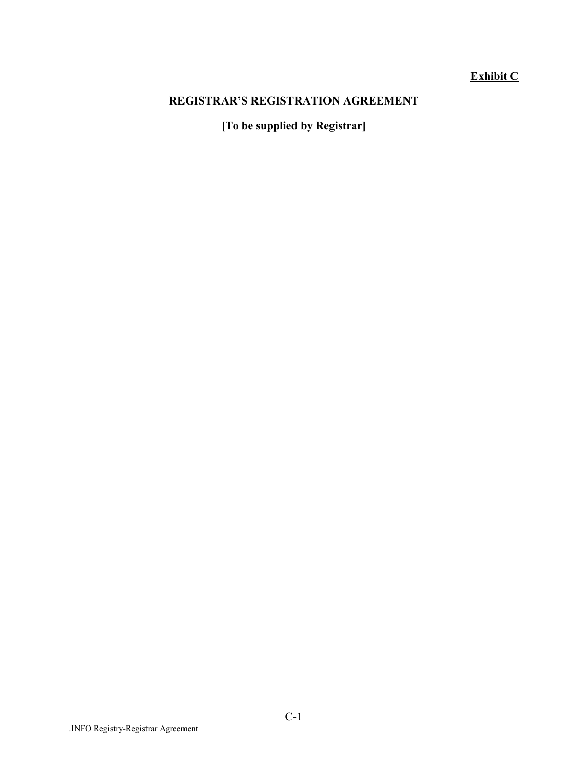**Exhibit C**

# REGISTRAR'S REGISTRATION AGREEMENT

**[To be supplied by Registrar]**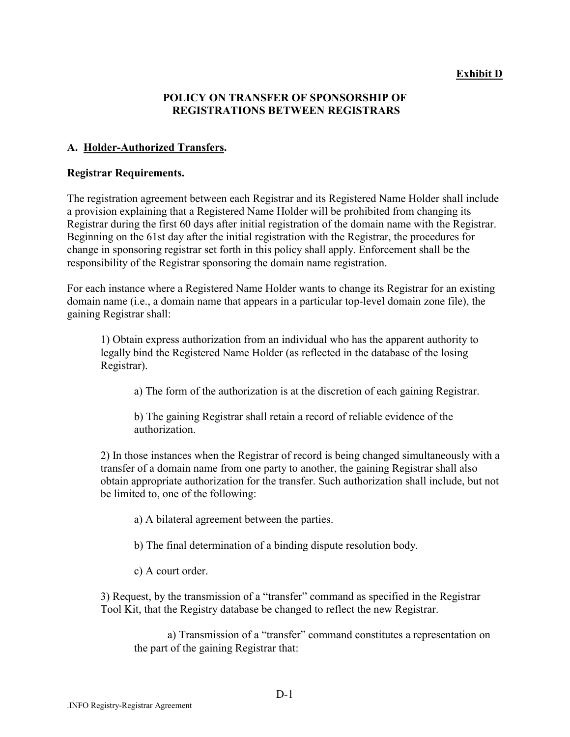**Exhibit D**

## POLICY ON TRANSFER OF SPONSORSHIP OF REGISTRATIONS BETWEEN REGISTRARS

### A. Holder-Authorized Transfers.

**Registrar Requirements.**

The registration agreement between each Registrar and its Registered Name Holder shall include a provision explaining that a Registered Name Holder will be prohibited from changing its Registrar during the first 60 days after initial registration of the domain name with the Registrar. Beginning on the 61st day after the initial registration with the Registrar, the procedures for change in sponsoring registrar set forth in this policy shall apply. Enforcement shall be the responsibility of the Registrar sponsoring the domain name registration.

For each instance where a Registered Name Holder wants to change its Registrar for an existing domain name (i.e., a domain name that appears in a particular top-level domain zone file), the gaining Registrar shall:

1) Obtain express authorization from an individual who has the apparent authority to legally bind the Registered Name Holder (as reflected in the database of the losing Registrar).

a) The form of the authorization is at the discretion of each gaining Registrar.

b) The gaining Registrar shall retain a record of reliable evidence of the authorization.

2) In those instances when the Registrar of record is being changed simultaneously with a transfer of a domain name from one party to another, the gaining Registrar shall also obtain appropriate authorization for the transfer. Such authorization shall include, but not be limited to, one of the following:

a) A bilateral agreement between the parties.

b) The final determination of a binding dispute resolution body.

c) A court order.

3) Request, by the transmission of a "transfer" command as specified in the Registrar Tool Kit, that the Registry database be changed to reflect the new Registrar.

a) Transmission of a "transfer" command constitutes a representation on the part of the gaining Registrar that: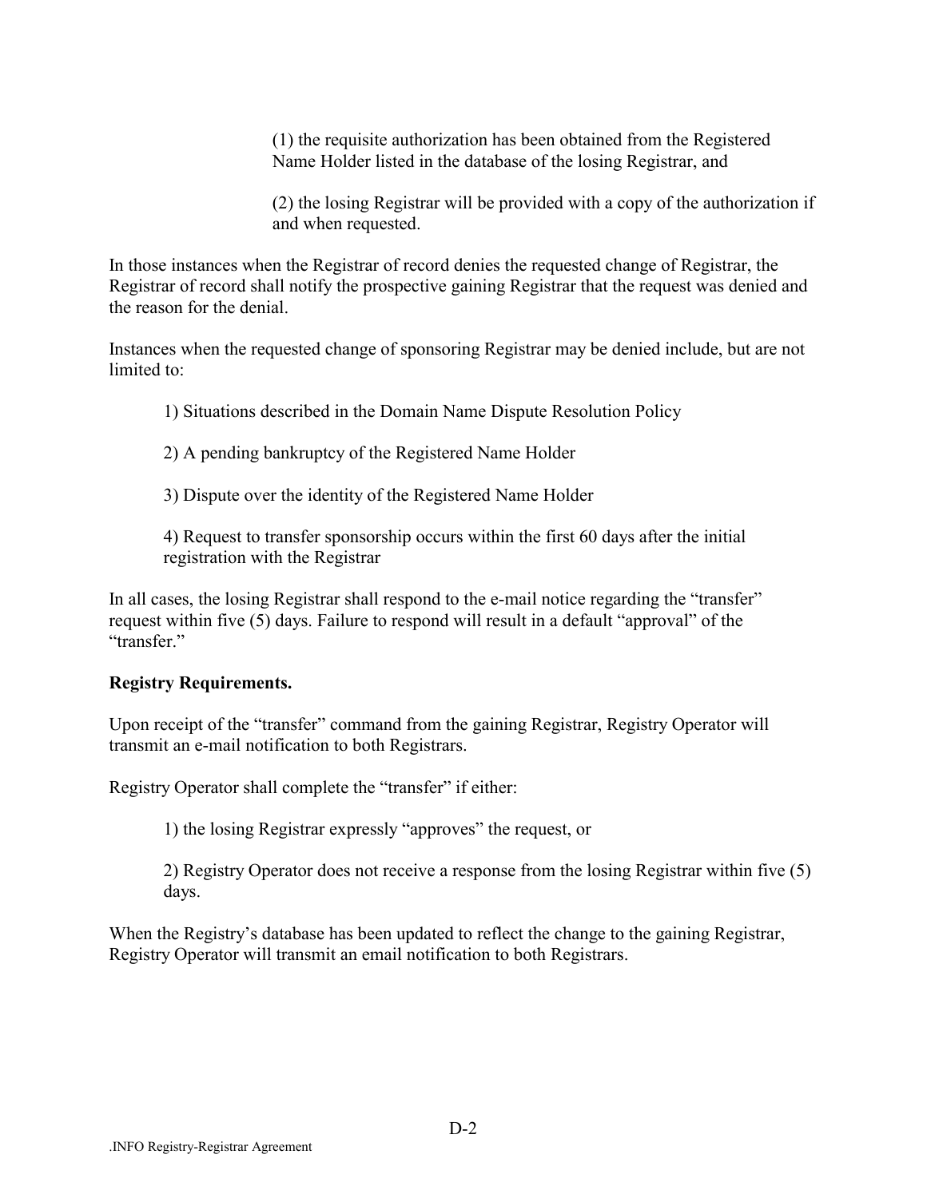(1) the requisite authorization has been obtained from the Registered Name Holder listed in the database of the losing Registrar, and

(2) the losing Registrar will be provided with a copy of the authorization if and when requested.

In those instances when the Registrar of record denies the requested change of Registrar, the Registrar of record shall notify the prospective gaining Registrar that the request was denied and the reason for the denial.

Instances when the requested change of sponsoring Registrar may be denied include, but are not limited to:

1) Situations described in the Domain Name Dispute Resolution Policy

2) A pending bankruptcy of the Registered Name Holder

3) Dispute over the identity of the Registered Name Holder

4) Request to transfer sponsorship occurs within the first 60 days after the initial registration with the Registrar

In all cases, the losing Registrar shall respond to the e-mail notice regarding the "transfer" request within five (5) days. Failure to respond will result in a default "approval" of the "transfer."

**Registry Requirements.**

Upon receipt of the "transfer" command from the gaining Registrar, Registry Operator will transmit an e-mail notification to both Registrars.

Registry Operator shall complete the "transfer" if either:

1) the losing Registrar expressly "approves" the request, or

2) Registry Operator does not receive a response from the losing Registrar within five (5) days.

When the Registry's database has been updated to reflect the change to the gaining Registrar, Registry Operator will transmit an email notification to both Registrars.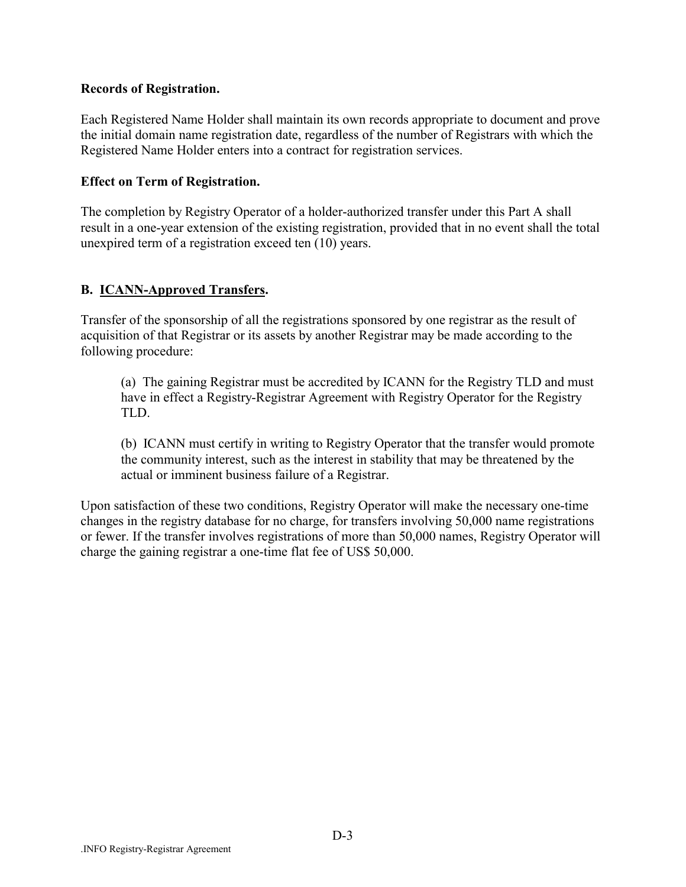**Records of Registration.**

Each Registered Name Holder shall maintain its own records appropriate to document and prove the initial domain name registration date, regardless of the number of Registrars with which the Registered Name Holder enters into a contract for registration services.

**Effect on Term of Registration.**

The completion by Registry Operator of a holder-authorized transfer under this Part A shall result in a one-year extension of the existing registration, provided that in no event shall the total unexpired term of a registration exceed ten (10) years.

**B. <u>ICANN-Approved Transfers</u>.**

Transfer of the sponsorship of all the registrations sponsored by one registrar as the result of acquisition of that Registrar or its assets by another Registrar may be made according to the following procedure:

> (a) The gaining Registrar must be accredited by ICANN for the Registry TLD and must have in effect a Registry-Registrar Agreement with Registry Operator for the Registry TLD.
>
> (b) ICANN must certify in writing to Registry Operator that the transfer would promote the community interest, such as the interest in stability that may be threatened by the actual or imminent business failure of a Registrar.

Upon satisfaction of these two conditions, Registry Operator will make the necessary one-time changes in the registry database for no charge, for transfers involving 50,000 name registrations or fewer. If the transfer involves registrations of more than 50,000 names, Registry Operator will charge the gaining registrar a one-time flat fee of US$ 50,000.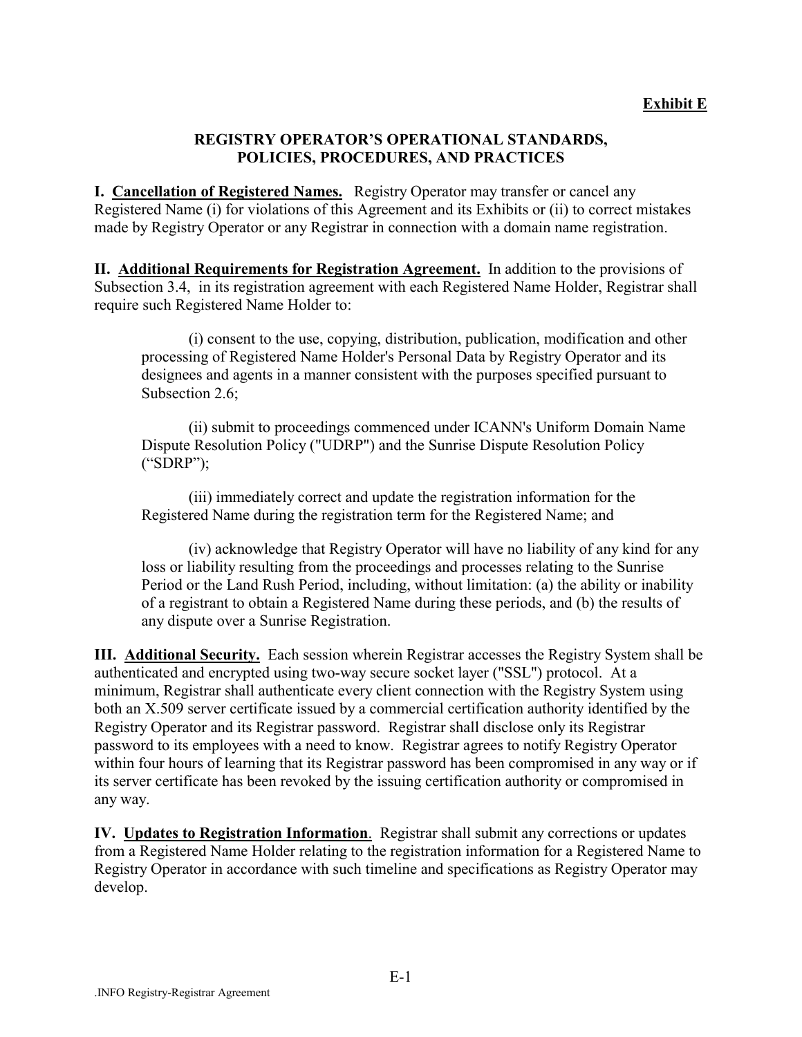**Exhibit E**

## REGISTRY OPERATOR'S OPERATIONAL STANDARDS, POLICIES, PROCEDURES, AND PRACTICES

**I. Cancellation of Registered Names.** Registry Operator may transfer or cancel any Registered Name (i) for violations of this Agreement and its Exhibits or (ii) to correct mistakes made by Registry Operator or any Registrar in connection with a domain name registration.

**II. Additional Requirements for Registration Agreement.** In addition to the provisions of Subsection 3.4, in its registration agreement with each Registered Name Holder, Registrar shall require such Registered Name Holder to:

(i) consent to the use, copying, distribution, publication, modification and other processing of Registered Name Holder's Personal Data by Registry Operator and its designees and agents in a manner consistent with the purposes specified pursuant to Subsection 2.6;

(ii) submit to proceedings commenced under ICANN's Uniform Domain Name Dispute Resolution Policy ("UDRP") and the Sunrise Dispute Resolution Policy ("SDRP");

(iii) immediately correct and update the registration information for the Registered Name during the registration term for the Registered Name; and

(iv) acknowledge that Registry Operator will have no liability of any kind for any loss or liability resulting from the proceedings and processes relating to the Sunrise Period or the Land Rush Period, including, without limitation: (a) the ability or inability of a registrant to obtain a Registered Name during these periods, and (b) the results of any dispute over a Sunrise Registration.

**III. Additional Security.** Each session wherein Registrar accesses the Registry System shall be authenticated and encrypted using two-way secure socket layer ("SSL") protocol. At a minimum, Registrar shall authenticate every client connection with the Registry System using both an X.509 server certificate issued by a commercial certification authority identified by the Registry Operator and its Registrar password. Registrar shall disclose only its Registrar password to its employees with a need to know. Registrar agrees to notify Registry Operator within four hours of learning that its Registrar password has been compromised in any way or if its server certificate has been revoked by the issuing certification authority or compromised in any way.

**IV. Updates to Registration Information**. Registrar shall submit any corrections or updates from a Registered Name Holder relating to the registration information for a Registered Name to Registry Operator in accordance with such timeline and specifications as Registry Operator may develop.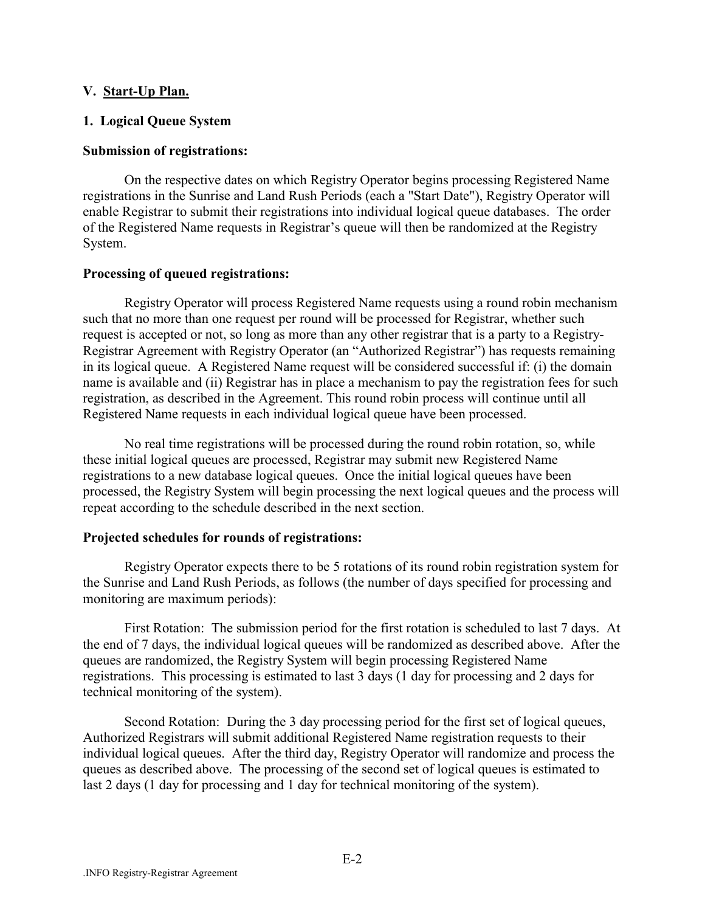## V. Start-Up Plan.

### 1. Logical Queue System

**Submission of registrations:**

On the respective dates on which Registry Operator begins processing Registered Name registrations in the Sunrise and Land Rush Periods (each a "Start Date"), Registry Operator will enable Registrar to submit their registrations into individual logical queue databases. The order of the Registered Name requests in Registrar's queue will then be randomized at the Registry System.

**Processing of queued registrations:**

Registry Operator will process Registered Name requests using a round robin mechanism such that no more than one request per round will be processed for Registrar, whether such request is accepted or not, so long as more than any other registrar that is a party to a Registry-Registrar Agreement with Registry Operator (an "Authorized Registrar") has requests remaining in its logical queue. A Registered Name request will be considered successful if: (i) the domain name is available and (ii) Registrar has in place a mechanism to pay the registration fees for such registration, as described in the Agreement. This round robin process will continue until all Registered Name requests in each individual logical queue have been processed.

No real time registrations will be processed during the round robin rotation, so, while these initial logical queues are processed, Registrar may submit new Registered Name registrations to a new database logical queues. Once the initial logical queues have been processed, the Registry System will begin processing the next logical queues and the process will repeat according to the schedule described in the next section.

**Projected schedules for rounds of registrations:**

Registry Operator expects there to be 5 rotations of its round robin registration system for the Sunrise and Land Rush Periods, as follows (the number of days specified for processing and monitoring are maximum periods):

First Rotation: The submission period for the first rotation is scheduled to last 7 days. At the end of 7 days, the individual logical queues will be randomized as described above. After the queues are randomized, the Registry System will begin processing Registered Name registrations. This processing is estimated to last 3 days (1 day for processing and 2 days for technical monitoring of the system).

Second Rotation: During the 3 day processing period for the first set of logical queues, Authorized Registrars will submit additional Registered Name registration requests to their individual logical queues. After the third day, Registry Operator will randomize and process the queues as described above. The processing of the second set of logical queues is estimated to last 2 days (1 day for processing and 1 day for technical monitoring of the system).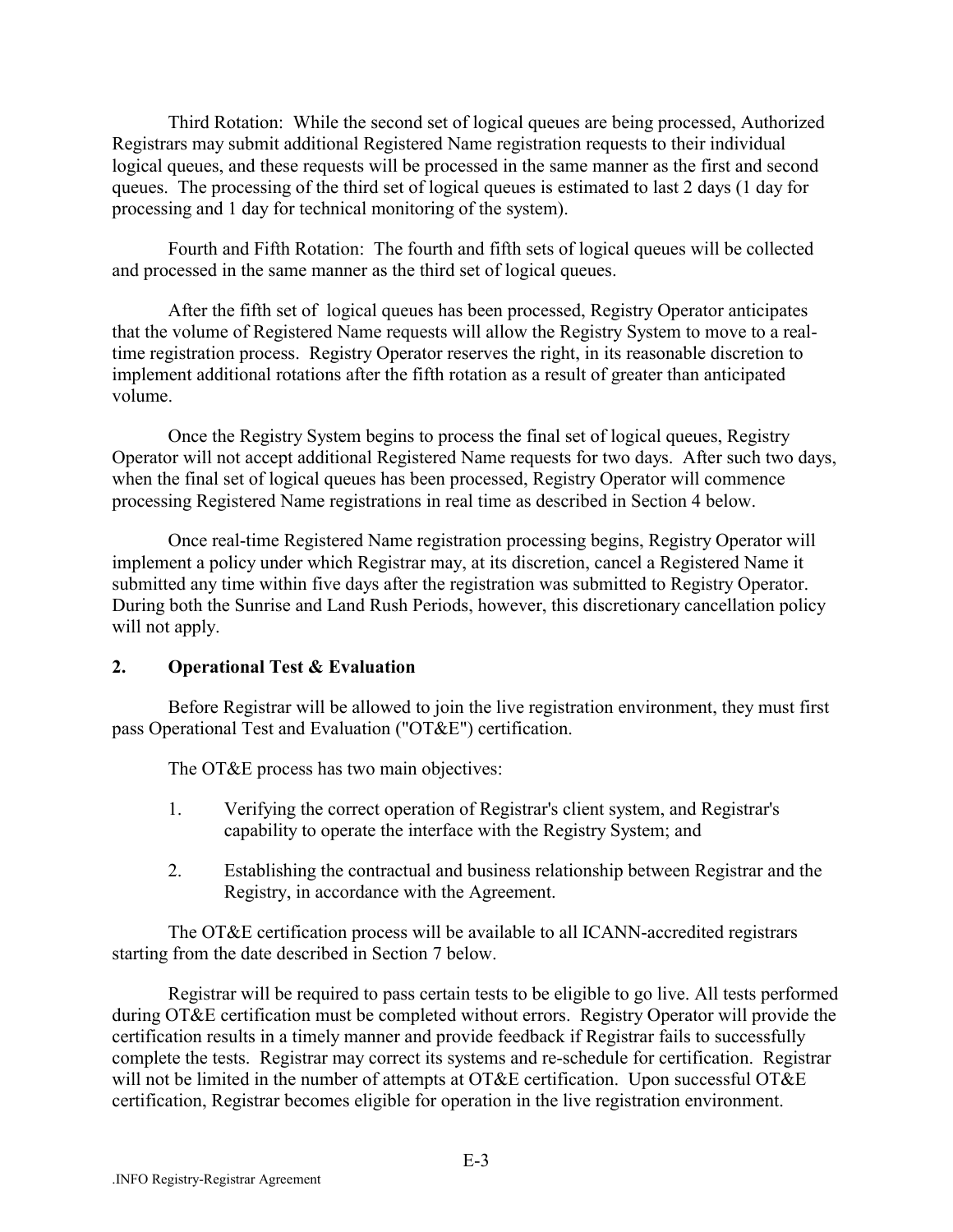Third Rotation: While the second set of logical queues are being processed, Authorized Registrars may submit additional Registered Name registration requests to their individual logical queues, and these requests will be processed in the same manner as the first and second queues. The processing of the third set of logical queues is estimated to last 2 days (1 day for processing and 1 day for technical monitoring of the system).

Fourth and Fifth Rotation: The fourth and fifth sets of logical queues will be collected and processed in the same manner as the third set of logical queues.

After the fifth set of logical queues has been processed, Registry Operator anticipates that the volume of Registered Name requests will allow the Registry System to move to a real-time registration process. Registry Operator reserves the right, in its reasonable discretion to implement additional rotations after the fifth rotation as a result of greater than anticipated volume.

Once the Registry System begins to process the final set of logical queues, Registry Operator will not accept additional Registered Name requests for two days. After such two days, when the final set of logical queues has been processed, Registry Operator will commence processing Registered Name registrations in real time as described in Section 4 below.

Once real-time Registered Name registration processing begins, Registry Operator will implement a policy under which Registrar may, at its discretion, cancel a Registered Name it submitted any time within five days after the registration was submitted to Registry Operator. During both the Sunrise and Land Rush Periods, however, this discretionary cancellation policy will not apply.

## 2. Operational Test & Evaluation

Before Registrar will be allowed to join the live registration environment, they must first pass Operational Test and Evaluation ("OT&E") certification.

The OT&E process has two main objectives:

1. Verifying the correct operation of Registrar's client system, and Registrar's capability to operate the interface with the Registry System; and
2. Establishing the contractual and business relationship between Registrar and the Registry, in accordance with the Agreement.

The OT&E certification process will be available to all ICANN-accredited registrars starting from the date described in Section 7 below.

Registrar will be required to pass certain tests to be eligible to go live. All tests performed during OT&E certification must be completed without errors. Registry Operator will provide the certification results in a timely manner and provide feedback if Registrar fails to successfully complete the tests. Registrar may correct its systems and re-schedule for certification. Registrar will not be limited in the number of attempts at OT&E certification. Upon successful OT&E certification, Registrar becomes eligible for operation in the live registration environment.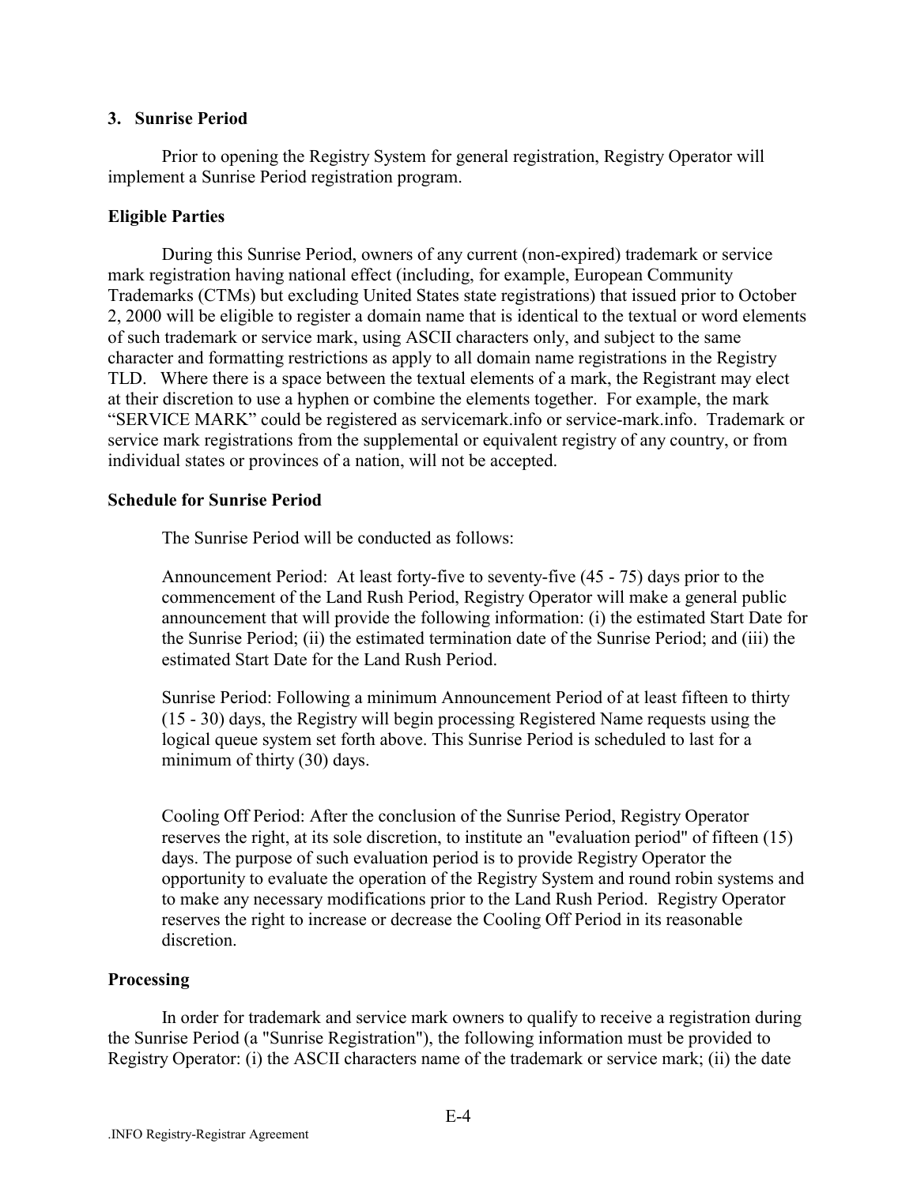### 3. Sunrise Period

Prior to opening the Registry System for general registration, Registry Operator will implement a Sunrise Period registration program.

#### Eligible Parties

During this Sunrise Period, owners of any current (non-expired) trademark or service mark registration having national effect (including, for example, European Community Trademarks (CTMs) but excluding United States state registrations) that issued prior to October 2, 2000 will be eligible to register a domain name that is identical to the textual or word elements of such trademark or service mark, using ASCII characters only, and subject to the same character and formatting restrictions as apply to all domain name registrations in the Registry TLD. Where there is a space between the textual elements of a mark, the Registrant may elect at their discretion to use a hyphen or combine the elements together. For example, the mark "SERVICE MARK" could be registered as servicemark.info or service-mark.info. Trademark or service mark registrations from the supplemental or equivalent registry of any country, or from individual states or provinces of a nation, will not be accepted.

#### Schedule for Sunrise Period

The Sunrise Period will be conducted as follows:

Announcement Period: At least forty-five to seventy-five (45 - 75) days prior to the commencement of the Land Rush Period, Registry Operator will make a general public announcement that will provide the following information: (i) the estimated Start Date for the Sunrise Period; (ii) the estimated termination date of the Sunrise Period; and (iii) the estimated Start Date for the Land Rush Period.

Sunrise Period: Following a minimum Announcement Period of at least fifteen to thirty (15 - 30) days, the Registry will begin processing Registered Name requests using the logical queue system set forth above. This Sunrise Period is scheduled to last for a minimum of thirty (30) days.

Cooling Off Period: After the conclusion of the Sunrise Period, Registry Operator reserves the right, at its sole discretion, to institute an "evaluation period" of fifteen (15) days. The purpose of such evaluation period is to provide Registry Operator the opportunity to evaluate the operation of the Registry System and round robin systems and to make any necessary modifications prior to the Land Rush Period. Registry Operator reserves the right to increase or decrease the Cooling Off Period in its reasonable discretion.

#### Processing

In order for trademark and service mark owners to qualify to receive a registration during the Sunrise Period (a "Sunrise Registration"), the following information must be provided to Registry Operator: (i) the ASCII characters name of the trademark or service mark; (ii) the date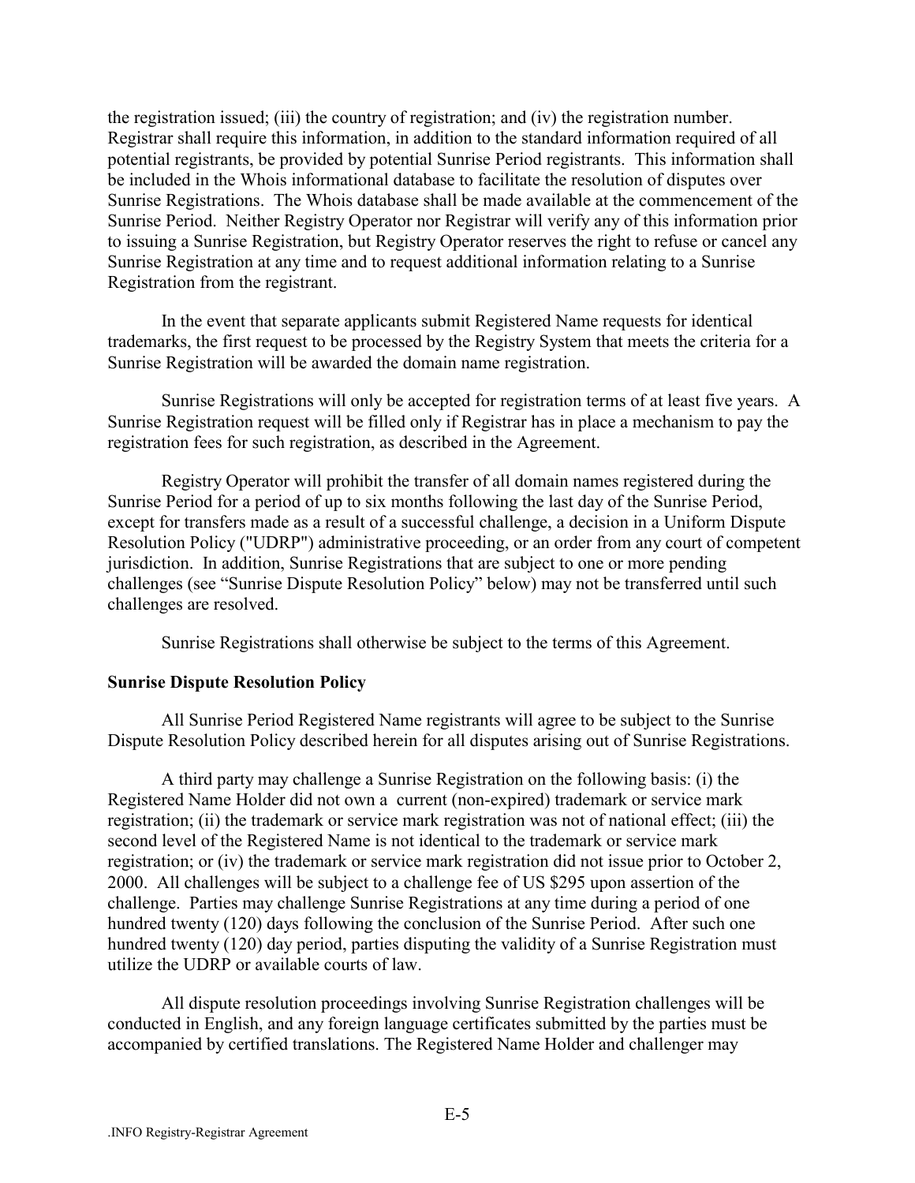the registration issued; (iii) the country of registration; and (iv) the registration number. Registrar shall require this information, in addition to the standard information required of all potential registrants, be provided by potential Sunrise Period registrants. This information shall be included in the Whois informational database to facilitate the resolution of disputes over Sunrise Registrations. The Whois database shall be made available at the commencement of the Sunrise Period. Neither Registry Operator nor Registrar will verify any of this information prior to issuing a Sunrise Registration, but Registry Operator reserves the right to refuse or cancel any Sunrise Registration at any time and to request additional information relating to a Sunrise Registration from the registrant.

In the event that separate applicants submit Registered Name requests for identical trademarks, the first request to be processed by the Registry System that meets the criteria for a Sunrise Registration will be awarded the domain name registration.

Sunrise Registrations will only be accepted for registration terms of at least five years. A Sunrise Registration request will be filled only if Registrar has in place a mechanism to pay the registration fees for such registration, as described in the Agreement.

Registry Operator will prohibit the transfer of all domain names registered during the Sunrise Period for a period of up to six months following the last day of the Sunrise Period, except for transfers made as a result of a successful challenge, a decision in a Uniform Dispute Resolution Policy ("UDRP") administrative proceeding, or an order from any court of competent jurisdiction. In addition, Sunrise Registrations that are subject to one or more pending challenges (see "Sunrise Dispute Resolution Policy" below) may not be transferred until such challenges are resolved.

Sunrise Registrations shall otherwise be subject to the terms of this Agreement.

**Sunrise Dispute Resolution Policy**

All Sunrise Period Registered Name registrants will agree to be subject to the Sunrise Dispute Resolution Policy described herein for all disputes arising out of Sunrise Registrations.

A third party may challenge a Sunrise Registration on the following basis: (i) the Registered Name Holder did not own a current (non-expired) trademark or service mark registration; (ii) the trademark or service mark registration was not of national effect; (iii) the second level of the Registered Name is not identical to the trademark or service mark registration; or (iv) the trademark or service mark registration did not issue prior to October 2, 2000. All challenges will be subject to a challenge fee of US $295 upon assertion of the challenge. Parties may challenge Sunrise Registrations at any time during a period of one hundred twenty (120) days following the conclusion of the Sunrise Period. After such one hundred twenty (120) day period, parties disputing the validity of a Sunrise Registration must utilize the UDRP or available courts of law.

All dispute resolution proceedings involving Sunrise Registration challenges will be conducted in English, and any foreign language certificates submitted by the parties must be accompanied by certified translations. The Registered Name Holder and challenger may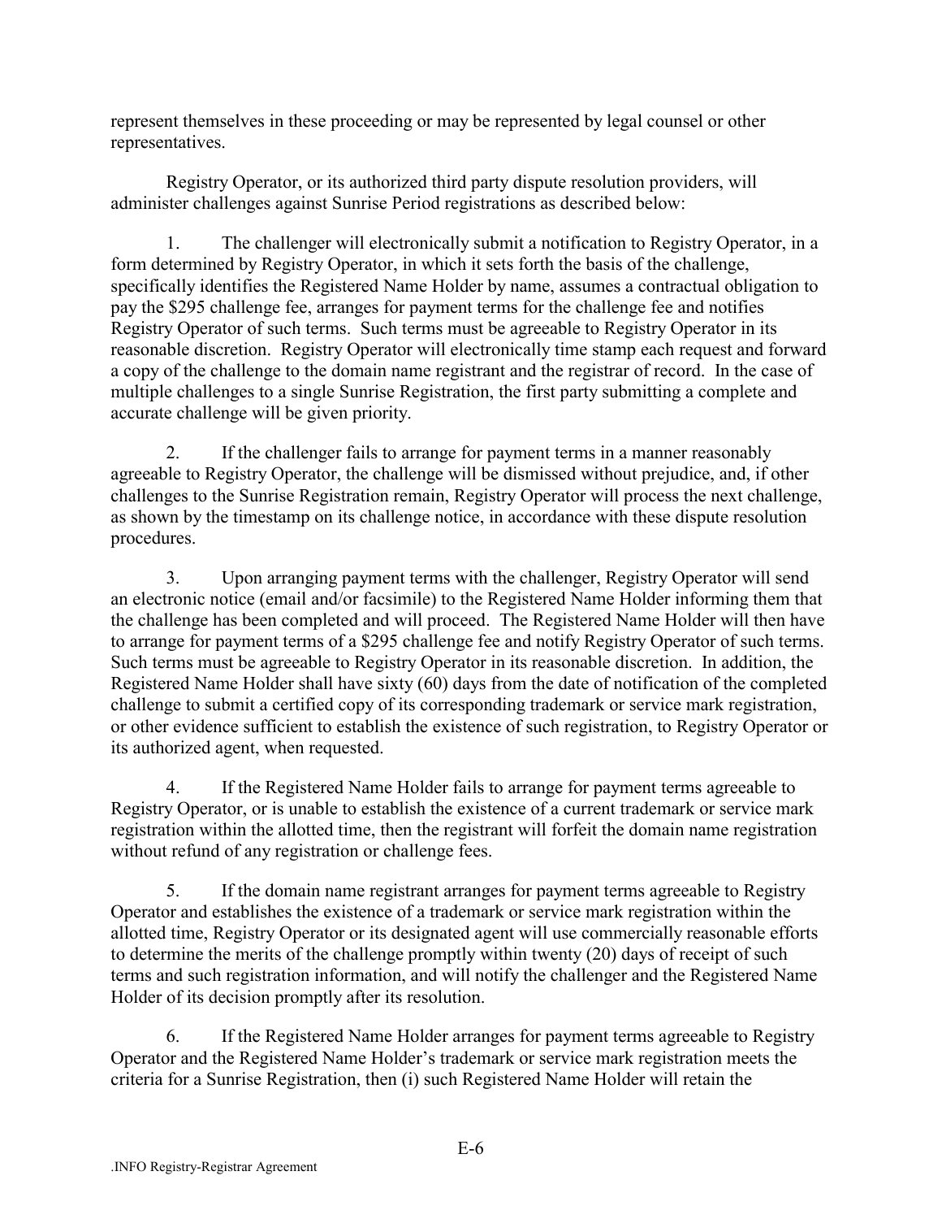represent themselves in these proceeding or may be represented by legal counsel or other representatives.

Registry Operator, or its authorized third party dispute resolution providers, will administer challenges against Sunrise Period registrations as described below:

1. The challenger will electronically submit a notification to Registry Operator, in a form determined by Registry Operator, in which it sets forth the basis of the challenge, specifically identifies the Registered Name Holder by name, assumes a contractual obligation to pay the $295 challenge fee, arranges for payment terms for the challenge fee and notifies Registry Operator of such terms. Such terms must be agreeable to Registry Operator in its reasonable discretion. Registry Operator will electronically time stamp each request and forward a copy of the challenge to the domain name registrant and the registrar of record. In the case of multiple challenges to a single Sunrise Registration, the first party submitting a complete and accurate challenge will be given priority.

2. If the challenger fails to arrange for payment terms in a manner reasonably agreeable to Registry Operator, the challenge will be dismissed without prejudice, and, if other challenges to the Sunrise Registration remain, Registry Operator will process the next challenge, as shown by the timestamp on its challenge notice, in accordance with these dispute resolution procedures.

3. Upon arranging payment terms with the challenger, Registry Operator will send an electronic notice (email and/or facsimile) to the Registered Name Holder informing them that the challenge has been completed and will proceed. The Registered Name Holder will then have to arrange for payment terms of a $295 challenge fee and notify Registry Operator of such terms. Such terms must be agreeable to Registry Operator in its reasonable discretion. In addition, the Registered Name Holder shall have sixty (60) days from the date of notification of the completed challenge to submit a certified copy of its corresponding trademark or service mark registration, or other evidence sufficient to establish the existence of such registration, to Registry Operator or its authorized agent, when requested.

4. If the Registered Name Holder fails to arrange for payment terms agreeable to Registry Operator, or is unable to establish the existence of a current trademark or service mark registration within the allotted time, then the registrant will forfeit the domain name registration without refund of any registration or challenge fees.

5. If the domain name registrant arranges for payment terms agreeable to Registry Operator and establishes the existence of a trademark or service mark registration within the allotted time, Registry Operator or its designated agent will use commercially reasonable efforts to determine the merits of the challenge promptly within twenty (20) days of receipt of such terms and such registration information, and will notify the challenger and the Registered Name Holder of its decision promptly after its resolution.

6. If the Registered Name Holder arranges for payment terms agreeable to Registry Operator and the Registered Name Holder's trademark or service mark registration meets the criteria for a Sunrise Registration, then (i) such Registered Name Holder will retain the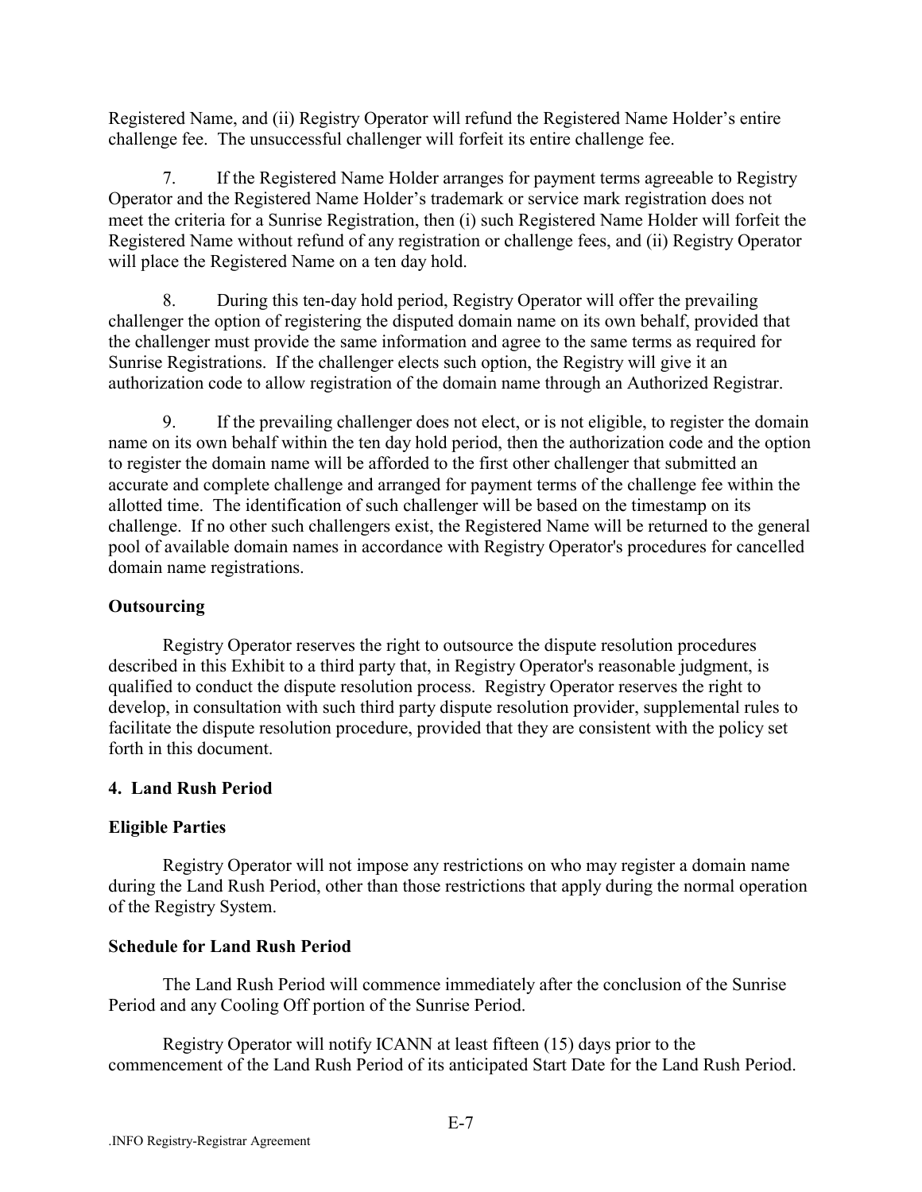Registered Name, and (ii) Registry Operator will refund the Registered Name Holder's entire challenge fee. The unsuccessful challenger will forfeit its entire challenge fee.

7. If the Registered Name Holder arranges for payment terms agreeable to Registry Operator and the Registered Name Holder's trademark or service mark registration does not meet the criteria for a Sunrise Registration, then (i) such Registered Name Holder will forfeit the Registered Name without refund of any registration or challenge fees, and (ii) Registry Operator will place the Registered Name on a ten day hold.

8. During this ten-day hold period, Registry Operator will offer the prevailing challenger the option of registering the disputed domain name on its own behalf, provided that the challenger must provide the same information and agree to the same terms as required for Sunrise Registrations. If the challenger elects such option, the Registry will give it an authorization code to allow registration of the domain name through an Authorized Registrar.

9. If the prevailing challenger does not elect, or is not eligible, to register the domain name on its own behalf within the ten day hold period, then the authorization code and the option to register the domain name will be afforded to the first other challenger that submitted an accurate and complete challenge and arranged for payment terms of the challenge fee within the allotted time. The identification of such challenger will be based on the timestamp on its challenge. If no other such challengers exist, the Registered Name will be returned to the general pool of available domain names in accordance with Registry Operator's procedures for cancelled domain name registrations.

**Outsourcing**

Registry Operator reserves the right to outsource the dispute resolution procedures described in this Exhibit to a third party that, in Registry Operator's reasonable judgment, is qualified to conduct the dispute resolution process. Registry Operator reserves the right to develop, in consultation with such third party dispute resolution provider, supplemental rules to facilitate the dispute resolution procedure, provided that they are consistent with the policy set forth in this document.

**4. Land Rush Period**

**Eligible Parties**

Registry Operator will not impose any restrictions on who may register a domain name during the Land Rush Period, other than those restrictions that apply during the normal operation of the Registry System.

**Schedule for Land Rush Period**

The Land Rush Period will commence immediately after the conclusion of the Sunrise Period and any Cooling Off portion of the Sunrise Period.

Registry Operator will notify ICANN at least fifteen (15) days prior to the commencement of the Land Rush Period of its anticipated Start Date for the Land Rush Period.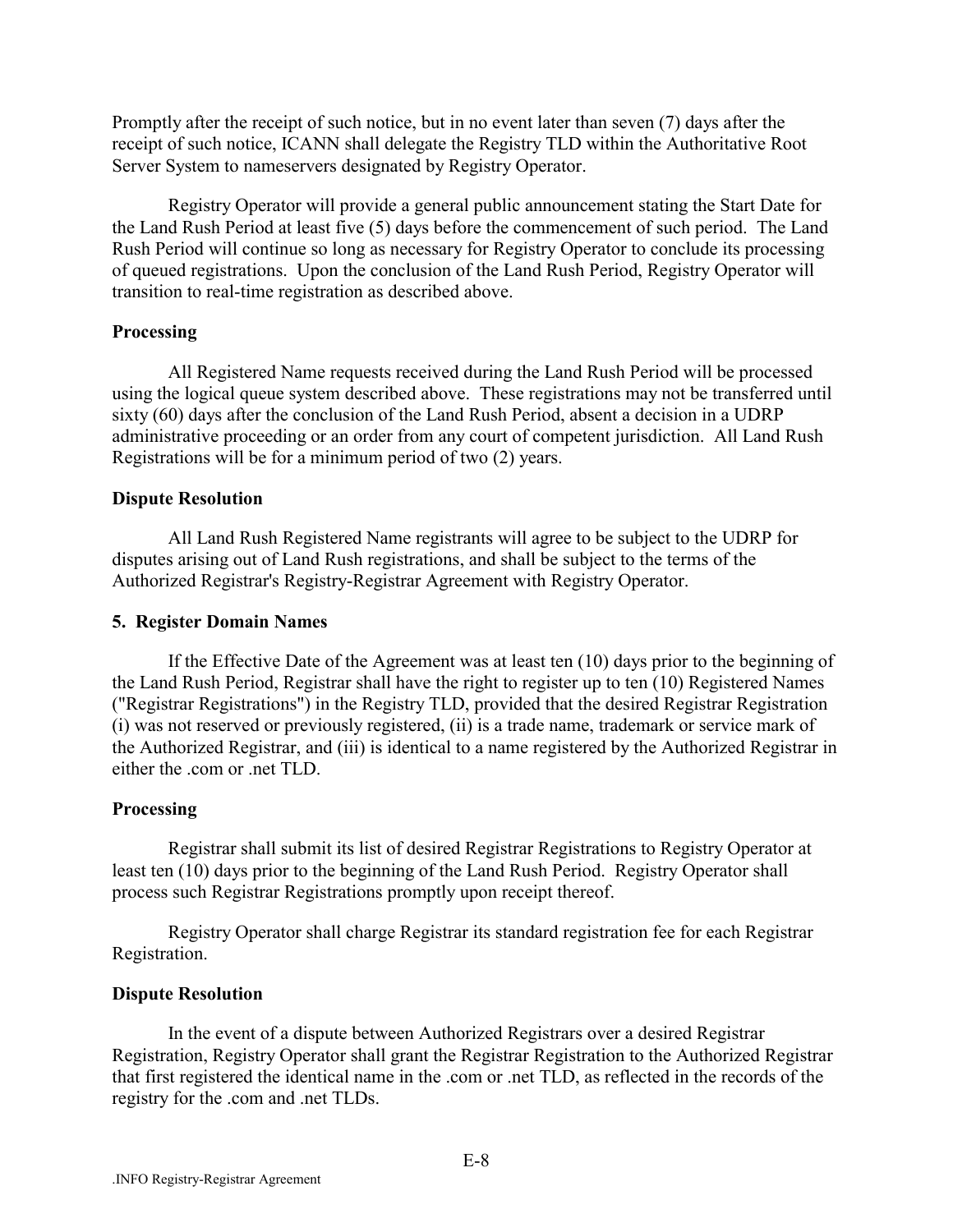Promptly after the receipt of such notice, but in no event later than seven (7) days after the receipt of such notice, ICANN shall delegate the Registry TLD within the Authoritative Root Server System to nameservers designated by Registry Operator.

Registry Operator will provide a general public announcement stating the Start Date for the Land Rush Period at least five (5) days before the commencement of such period. The Land Rush Period will continue so long as necessary for Registry Operator to conclude its processing of queued registrations. Upon the conclusion of the Land Rush Period, Registry Operator will transition to real-time registration as described above.

**Processing**

All Registered Name requests received during the Land Rush Period will be processed using the logical queue system described above. These registrations may not be transferred until sixty (60) days after the conclusion of the Land Rush Period, absent a decision in a UDRP administrative proceeding or an order from any court of competent jurisdiction. All Land Rush Registrations will be for a minimum period of two (2) years.

**Dispute Resolution**

All Land Rush Registered Name registrants will agree to be subject to the UDRP for disputes arising out of Land Rush registrations, and shall be subject to the terms of the Authorized Registrar's Registry-Registrar Agreement with Registry Operator.

**5. Register Domain Names**

If the Effective Date of the Agreement was at least ten (10) days prior to the beginning of the Land Rush Period, Registrar shall have the right to register up to ten (10) Registered Names ("Registrar Registrations") in the Registry TLD, provided that the desired Registrar Registration (i) was not reserved or previously registered, (ii) is a trade name, trademark or service mark of the Authorized Registrar, and (iii) is identical to a name registered by the Authorized Registrar in either the .com or .net TLD.

**Processing**

Registrar shall submit its list of desired Registrar Registrations to Registry Operator at least ten (10) days prior to the beginning of the Land Rush Period. Registry Operator shall process such Registrar Registrations promptly upon receipt thereof.

Registry Operator shall charge Registrar its standard registration fee for each Registrar Registration.

**Dispute Resolution**

In the event of a dispute between Authorized Registrars over a desired Registrar Registration, Registry Operator shall grant the Registrar Registration to the Authorized Registrar that first registered the identical name in the .com or .net TLD, as reflected in the records of the registry for the .com and .net TLDs.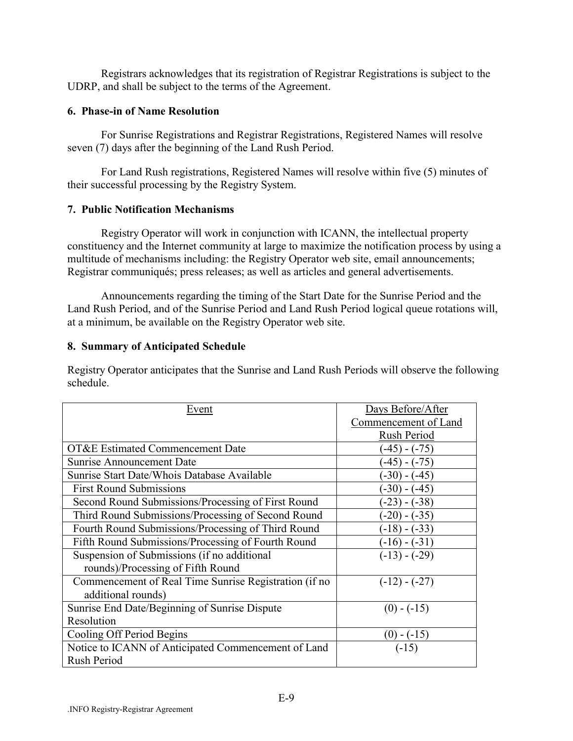Registrars acknowledges that its registration of Registrar Registrations is subject to the UDRP, and shall be subject to the terms of the Agreement.

### 6. Phase-in of Name Resolution

For Sunrise Registrations and Registrar Registrations, Registered Names will resolve seven (7) days after the beginning of the Land Rush Period.

For Land Rush registrations, Registered Names will resolve within five (5) minutes of their successful processing by the Registry System.

### 7. Public Notification Mechanisms

Registry Operator will work in conjunction with ICANN, the intellectual property constituency and the Internet community at large to maximize the notification process by using a multitude of mechanisms including: the Registry Operator web site, email announcements; Registrar communiqués; press releases; as well as articles and general advertisements.

Announcements regarding the timing of the Start Date for the Sunrise Period and the Land Rush Period, and of the Sunrise Period and Land Rush Period logical queue rotations will, at a minimum, be available on the Registry Operator web site.

### 8. Summary of Anticipated Schedule

Registry Operator anticipates that the Sunrise and Land Rush Periods will observe the following schedule.

| Event | Days Before/After Commencement of Land Rush Period |
|---|---|
| OT&E Estimated Commencement Date | (-45) - (-75) |
| Sunrise Announcement Date | (-45) - (-75) |
| Sunrise Start Date/Whois Database Available | (-30) - (-45) |
| First Round Submissions | (-30) - (-45) |
| Second Round Submissions/Processing of First Round | (-23) - (-38) |
| Third Round Submissions/Processing of Second Round | (-20) - (-35) |
| Fourth Round Submissions/Processing of Third Round | (-18) - (-33) |
| Fifth Round Submissions/Processing of Fourth Round | (-16) - (-31) |
| Suspension of Submissions (if no additional rounds)/Processing of Fifth Round | (-13) - (-29) |
| Commencement of Real Time Sunrise Registration (if no additional rounds) | (-12) - (-27) |
| Sunrise End Date/Beginning of Sunrise Dispute Resolution | (0) - (-15) |
| Cooling Off Period Begins | (0) - (-15) |
| Notice to ICANN of Anticipated Commencement of Land Rush Period | (-15) |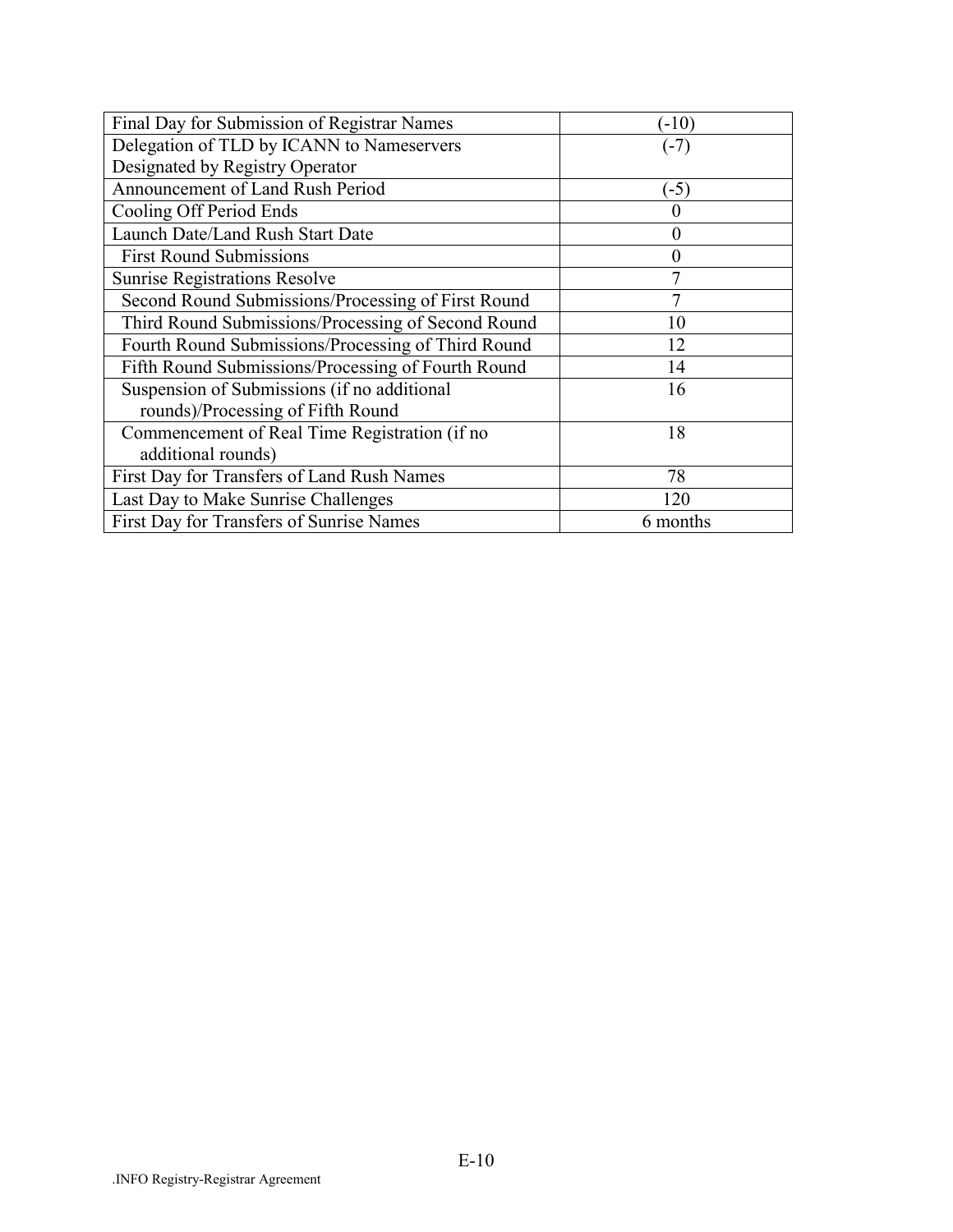| Final Day for Submission of Registrar Names | (-10) |
|---|---|
| Delegation of TLD by ICANN to Nameservers Designated by Registry Operator | (-7) |
| Announcement of Land Rush Period | (-5) |
| Cooling Off Period Ends | 0 |
| Launch Date/Land Rush Start Date | 0 |
| First Round Submissions | 0 |
| Sunrise Registrations Resolve | 7 |
| Second Round Submissions/Processing of First Round | 7 |
| Third Round Submissions/Processing of Second Round | 10 |
| Fourth Round Submissions/Processing of Third Round | 12 |
| Fifth Round Submissions/Processing of Fourth Round | 14 |
| Suspension of Submissions (if no additional rounds)/Processing of Fifth Round | 16 |
| Commencement of Real Time Registration (if no additional rounds) | 18 |
| First Day for Transfers of Land Rush Names | 78 |
| Last Day to Make Sunrise Challenges | 120 |
| First Day for Transfers of Sunrise Names | 6 months |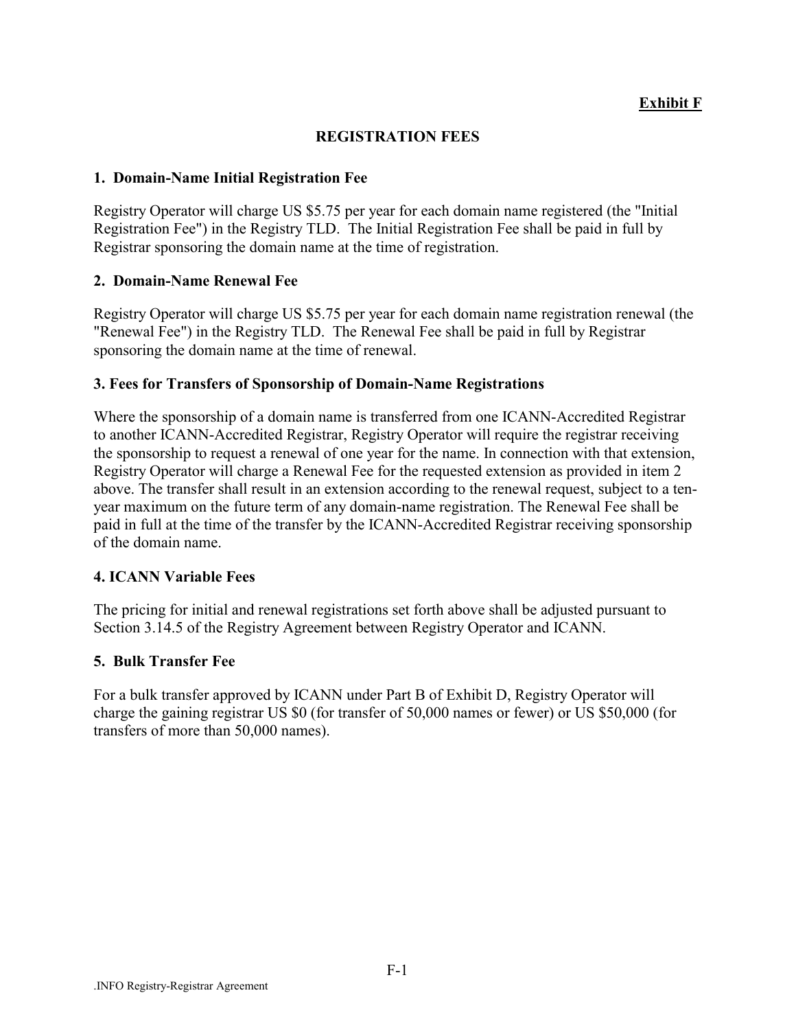**Exhibit F**

## REGISTRATION FEES

### 1. Domain-Name Initial Registration Fee

Registry Operator will charge US $5.75 per year for each domain name registered (the "Initial Registration Fee") in the Registry TLD. The Initial Registration Fee shall be paid in full by Registrar sponsoring the domain name at the time of registration.

### 2. Domain-Name Renewal Fee

Registry Operator will charge US $5.75 per year for each domain name registration renewal (the "Renewal Fee") in the Registry TLD. The Renewal Fee shall be paid in full by Registrar sponsoring the domain name at the time of renewal.

### 3. Fees for Transfers of Sponsorship of Domain-Name Registrations

Where the sponsorship of a domain name is transferred from one ICANN-Accredited Registrar to another ICANN-Accredited Registrar, Registry Operator will require the registrar receiving the sponsorship to request a renewal of one year for the name. In connection with that extension, Registry Operator will charge a Renewal Fee for the requested extension as provided in item 2 above. The transfer shall result in an extension according to the renewal request, subject to a ten-year maximum on the future term of any domain-name registration. The Renewal Fee shall be paid in full at the time of the transfer by the ICANN-Accredited Registrar receiving sponsorship of the domain name.

### 4. ICANN Variable Fees

The pricing for initial and renewal registrations set forth above shall be adjusted pursuant to Section 3.14.5 of the Registry Agreement between Registry Operator and ICANN.

### 5. Bulk Transfer Fee

For a bulk transfer approved by ICANN under Part B of Exhibit D, Registry Operator will charge the gaining registrar US $0 (for transfer of 50,000 names or fewer) or US $50,000 (for transfers of more than 50,000 names).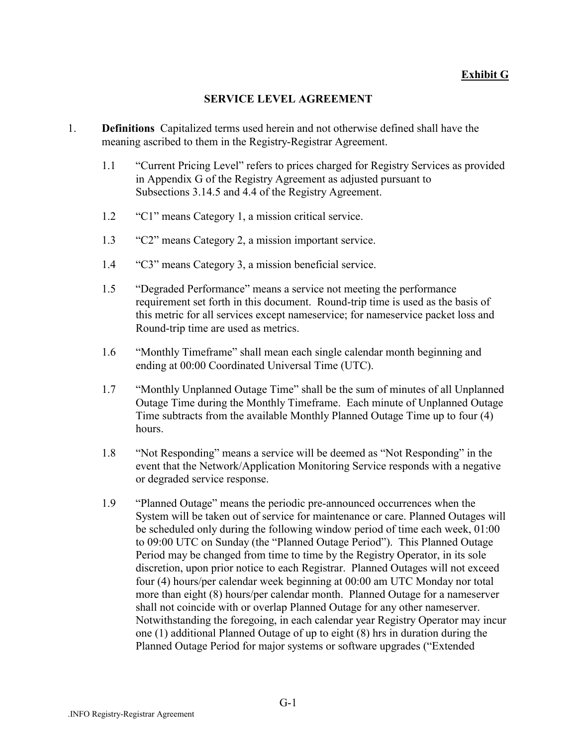**Exhibit G**

## SERVICE LEVEL AGREEMENT

1. **Definitions** Capitalized terms used herein and not otherwise defined shall have the meaning ascribed to them in the Registry-Registrar Agreement.

   1.1 "Current Pricing Level" refers to prices charged for Registry Services as provided in Appendix G of the Registry Agreement as adjusted pursuant to Subsections 3.14.5 and 4.4 of the Registry Agreement.

   1.2 "C1" means Category 1, a mission critical service.

   1.3 "C2" means Category 2, a mission important service.

   1.4 "C3" means Category 3, a mission beneficial service.

   1.5 "Degraded Performance" means a service not meeting the performance requirement set forth in this document. Round-trip time is used as the basis of this metric for all services except nameservice; for nameservice packet loss and Round-trip time are used as metrics.

   1.6 "Monthly Timeframe" shall mean each single calendar month beginning and ending at 00:00 Coordinated Universal Time (UTC).

   1.7 "Monthly Unplanned Outage Time" shall be the sum of minutes of all Unplanned Outage Time during the Monthly Timeframe. Each minute of Unplanned Outage Time subtracts from the available Monthly Planned Outage Time up to four (4) hours.

   1.8 "Not Responding" means a service will be deemed as "Not Responding" in the event that the Network/Application Monitoring Service responds with a negative or degraded service response.

   1.9 "Planned Outage" means the periodic pre-announced occurrences when the System will be taken out of service for maintenance or care. Planned Outages will be scheduled only during the following window period of time each week, 01:00 to 09:00 UTC on Sunday (the "Planned Outage Period"). This Planned Outage Period may be changed from time to time by the Registry Operator, in its sole discretion, upon prior notice to each Registrar. Planned Outages will not exceed four (4) hours/per calendar week beginning at 00:00 am UTC Monday nor total more than eight (8) hours/per calendar month. Planned Outage for a nameserver shall not coincide with or overlap Planned Outage for any other nameserver. Notwithstanding the foregoing, in each calendar year Registry Operator may incur one (1) additional Planned Outage of up to eight (8) hrs in duration during the Planned Outage Period for major systems or software upgrades ("Extended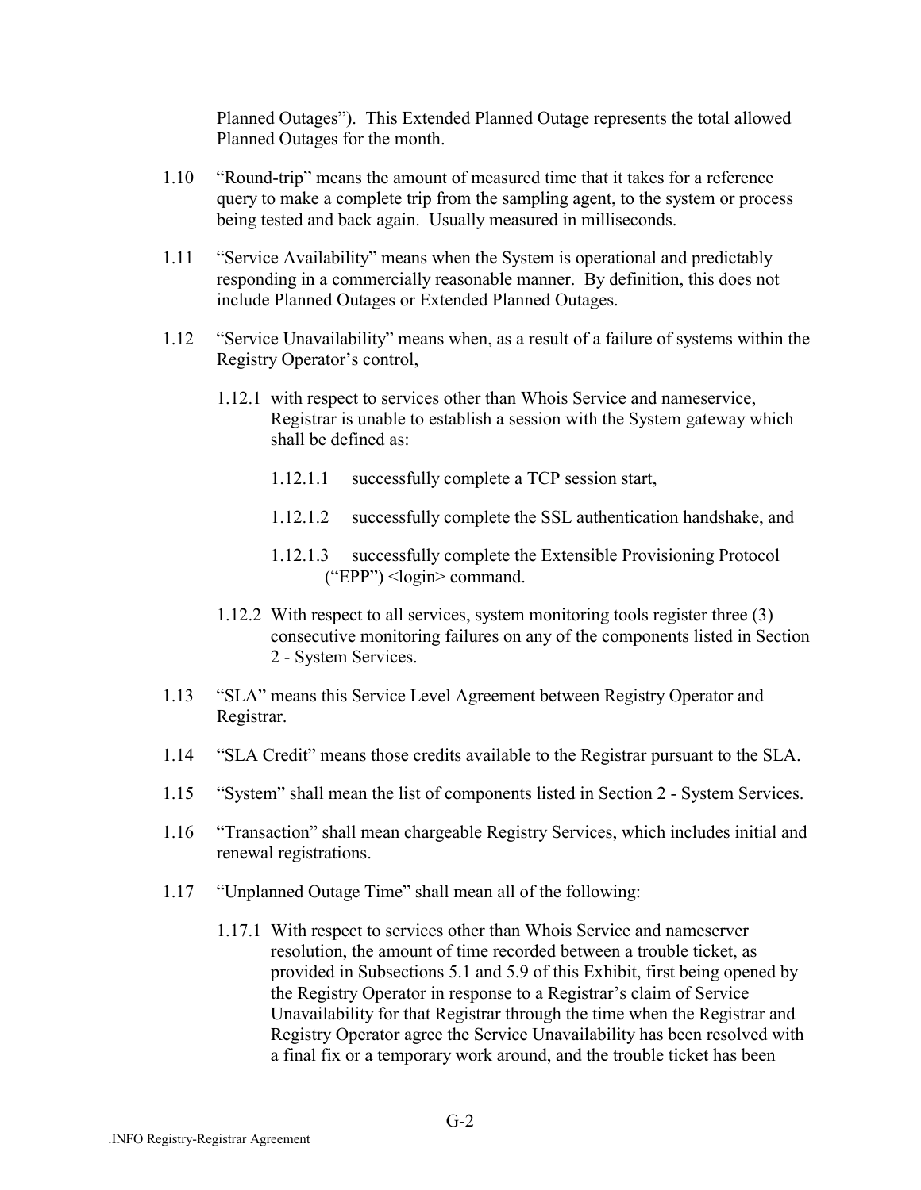Planned Outages"). This Extended Planned Outage represents the total allowed Planned Outages for the month.

1.10 "Round-trip" means the amount of measured time that it takes for a reference query to make a complete trip from the sampling agent, to the system or process being tested and back again. Usually measured in milliseconds.

1.11 "Service Availability" means when the System is operational and predictably responding in a commercially reasonable manner. By definition, this does not include Planned Outages or Extended Planned Outages.

1.12 "Service Unavailability" means when, as a result of a failure of systems within the Registry Operator's control,

1.12.1 with respect to services other than Whois Service and nameservice, Registrar is unable to establish a session with the System gateway which shall be defined as:

1.12.1.1 successfully complete a TCP session start,

1.12.1.2 successfully complete the SSL authentication handshake, and

1.12.1.3 successfully complete the Extensible Provisioning Protocol ("EPP") <login> command.

1.12.2 With respect to all services, system monitoring tools register three (3) consecutive monitoring failures on any of the components listed in Section 2 - System Services.

1.13 "SLA" means this Service Level Agreement between Registry Operator and Registrar.

1.14 "SLA Credit" means those credits available to the Registrar pursuant to the SLA.

1.15 "System" shall mean the list of components listed in Section 2 - System Services.

1.16 "Transaction" shall mean chargeable Registry Services, which includes initial and renewal registrations.

1.17 "Unplanned Outage Time" shall mean all of the following:

1.17.1 With respect to services other than Whois Service and nameserver resolution, the amount of time recorded between a trouble ticket, as provided in Subsections 5.1 and 5.9 of this Exhibit, first being opened by the Registry Operator in response to a Registrar's claim of Service Unavailability for that Registrar through the time when the Registrar and Registry Operator agree the Service Unavailability has been resolved with a final fix or a temporary work around, and the trouble ticket has been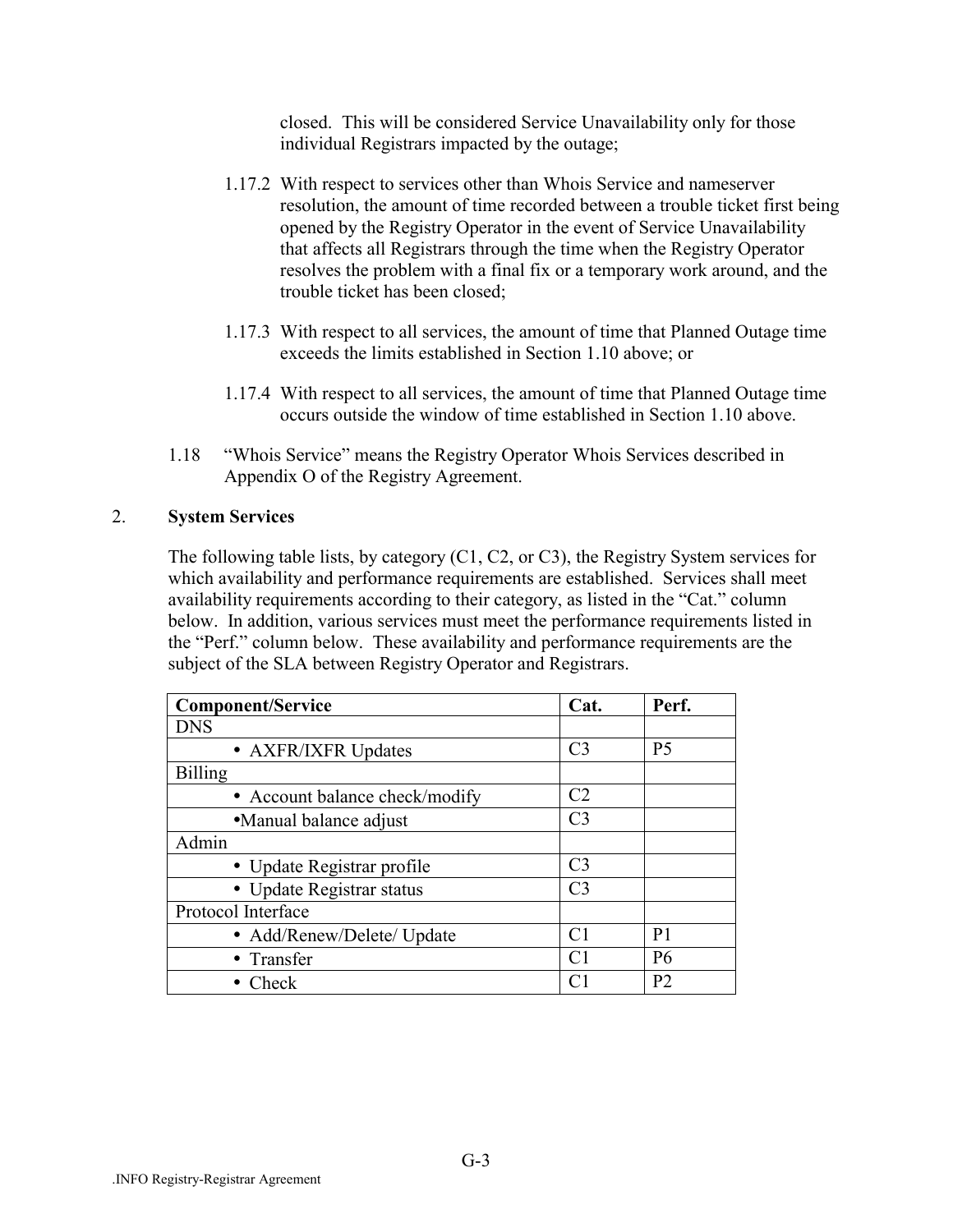closed. This will be considered Service Unavailability only for those individual Registrars impacted by the outage;

1.17.2 With respect to services other than Whois Service and nameserver resolution, the amount of time recorded between a trouble ticket first being opened by the Registry Operator in the event of Service Unavailability that affects all Registrars through the time when the Registry Operator resolves the problem with a final fix or a temporary work around, and the trouble ticket has been closed;

1.17.3 With respect to all services, the amount of time that Planned Outage time exceeds the limits established in Section 1.10 above; or

1.17.4 With respect to all services, the amount of time that Planned Outage time occurs outside the window of time established in Section 1.10 above.

1.18 "Whois Service" means the Registry Operator Whois Services described in Appendix O of the Registry Agreement.

## 2. System Services

The following table lists, by category (C1, C2, or C3), the Registry System services for which availability and performance requirements are established. Services shall meet availability requirements according to their category, as listed in the "Cat." column below. In addition, various services must meet the performance requirements listed in the "Perf." column below. These availability and performance requirements are the subject of the SLA between Registry Operator and Registrars.

| Component/Service | Cat. | Perf. |
|---|---|---|
| DNS | | |
| • AXFR/IXFR Updates | C3 | P5 |
| Billing | | |
| • Account balance check/modify | C2 | |
| •Manual balance adjust | C3 | |
| Admin | | |
| • Update Registrar profile | C3 | |
| • Update Registrar status | C3 | |
| Protocol Interface | | |
| • Add/Renew/Delete/ Update | C1 | P1 |
| • Transfer | C1 | P6 |
| • Check | C1 | P2 |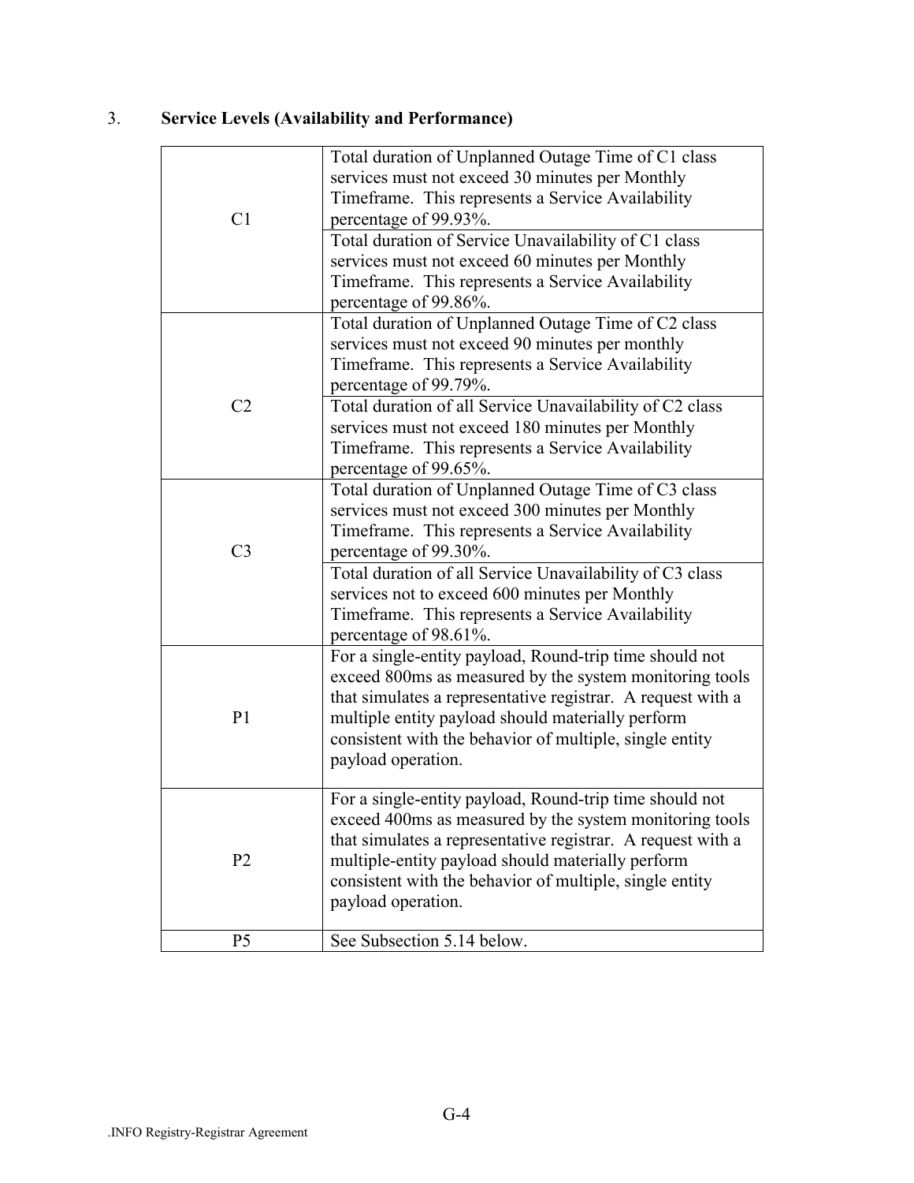### 3. **Service Levels (Availability and Performance)**

| | |
|---|---|
| C1 | Total duration of Unplanned Outage Time of C1 class services must not exceed 30 minutes per Monthly Timeframe. This represents a Service Availability percentage of 99.93%. |
| | Total duration of Service Unavailability of C1 class services must not exceed 60 minutes per Monthly Timeframe. This represents a Service Availability percentage of 99.86%. |
| C2 | Total duration of Unplanned Outage Time of C2 class services must not exceed 90 minutes per monthly Timeframe. This represents a Service Availability percentage of 99.79%. |
| | Total duration of all Service Unavailability of C2 class services must not exceed 180 minutes per Monthly Timeframe. This represents a Service Availability percentage of 99.65%. |
| C3 | Total duration of Unplanned Outage Time of C3 class services must not exceed 300 minutes per Monthly Timeframe. This represents a Service Availability percentage of 99.30%. |
| | Total duration of all Service Unavailability of C3 class services not to exceed 600 minutes per Monthly Timeframe. This represents a Service Availability percentage of 98.61%. |
| P1 | For a single-entity payload, Round-trip time should not exceed 800ms as measured by the system monitoring tools that simulates a representative registrar. A request with a multiple entity payload should materially perform consistent with the behavior of multiple, single entity payload operation. |
| P2 | For a single-entity payload, Round-trip time should not exceed 400ms as measured by the system monitoring tools that simulates a representative registrar. A request with a multiple-entity payload should materially perform consistent with the behavior of multiple, single entity payload operation. |
| P5 | See Subsection 5.14 below. |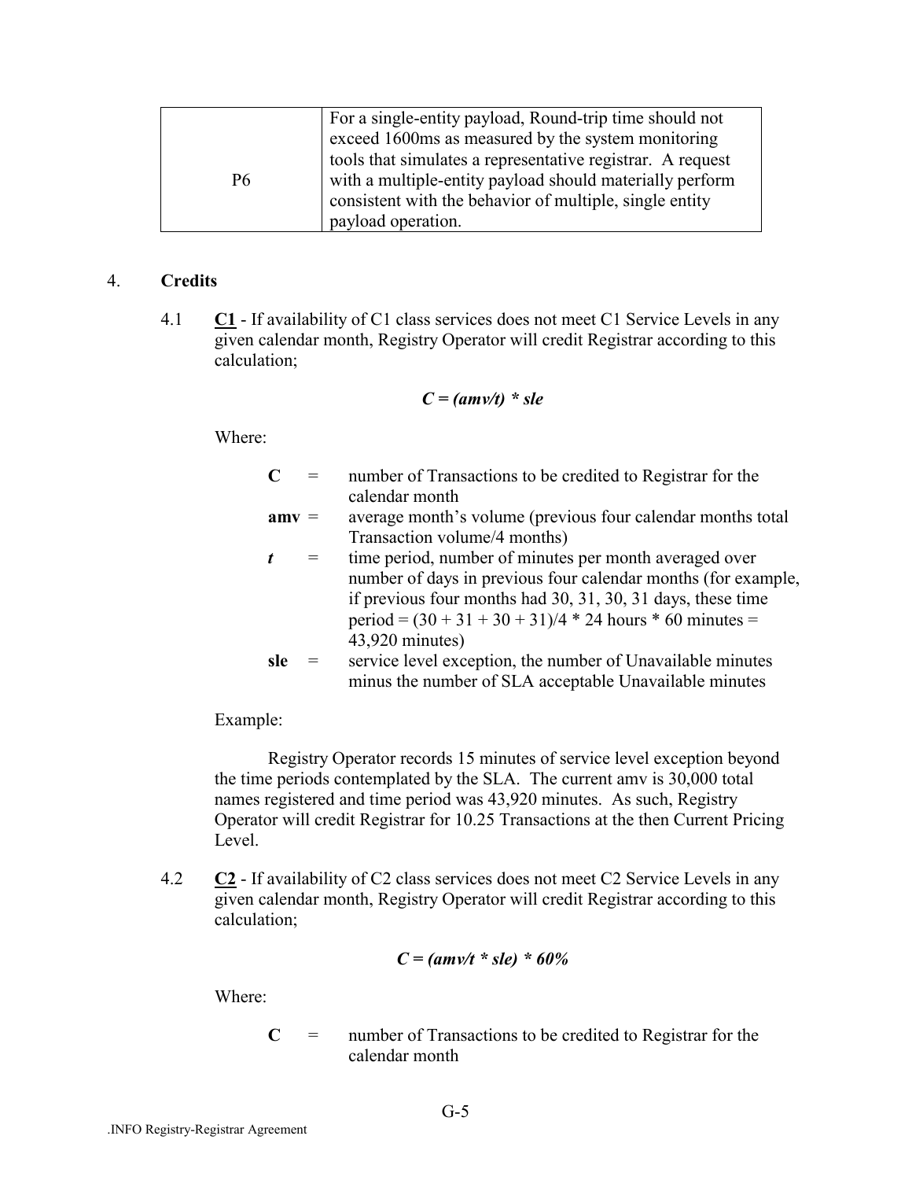| | |
|---|---|
| P6 | For a single-entity payload, Round-trip time should not exceed 1600ms as measured by the system monitoring tools that simulates a representative registrar. A request with a multiple-entity payload should materially perform consistent with the behavior of multiple, single entity payload operation. |

4. **Credits**

4.1 **C1** - If availability of C1 class services does not meet C1 Service Levels in any given calendar month, Registry Operator will credit Registrar according to this calculation;

$$C = (amv/t) * sle$$

Where:

- **C** = number of Transactions to be credited to Registrar for the calendar month
- **amv** = average month's volume (previous four calendar months total Transaction volume/4 months)
- ***t*** = time period, number of minutes per month averaged over number of days in previous four calendar months (for example, if previous four months had 30, 31, 30, 31 days, these time period = (30 + 31 + 30 + 31)/4 * 24 hours * 60 minutes = 43,920 minutes)
- **sle** = service level exception, the number of Unavailable minutes minus the number of SLA acceptable Unavailable minutes

Example:

Registry Operator records 15 minutes of service level exception beyond the time periods contemplated by the SLA. The current amv is 30,000 total names registered and time period was 43,920 minutes. As such, Registry Operator will credit Registrar for 10.25 Transactions at the then Current Pricing Level.

4.2 **C2** - If availability of C2 class services does not meet C2 Service Levels in any given calendar month, Registry Operator will credit Registrar according to this calculation;

$$C = (amv/t * sle) * 60\%$$

Where:

- **C** = number of Transactions to be credited to Registrar for the calendar month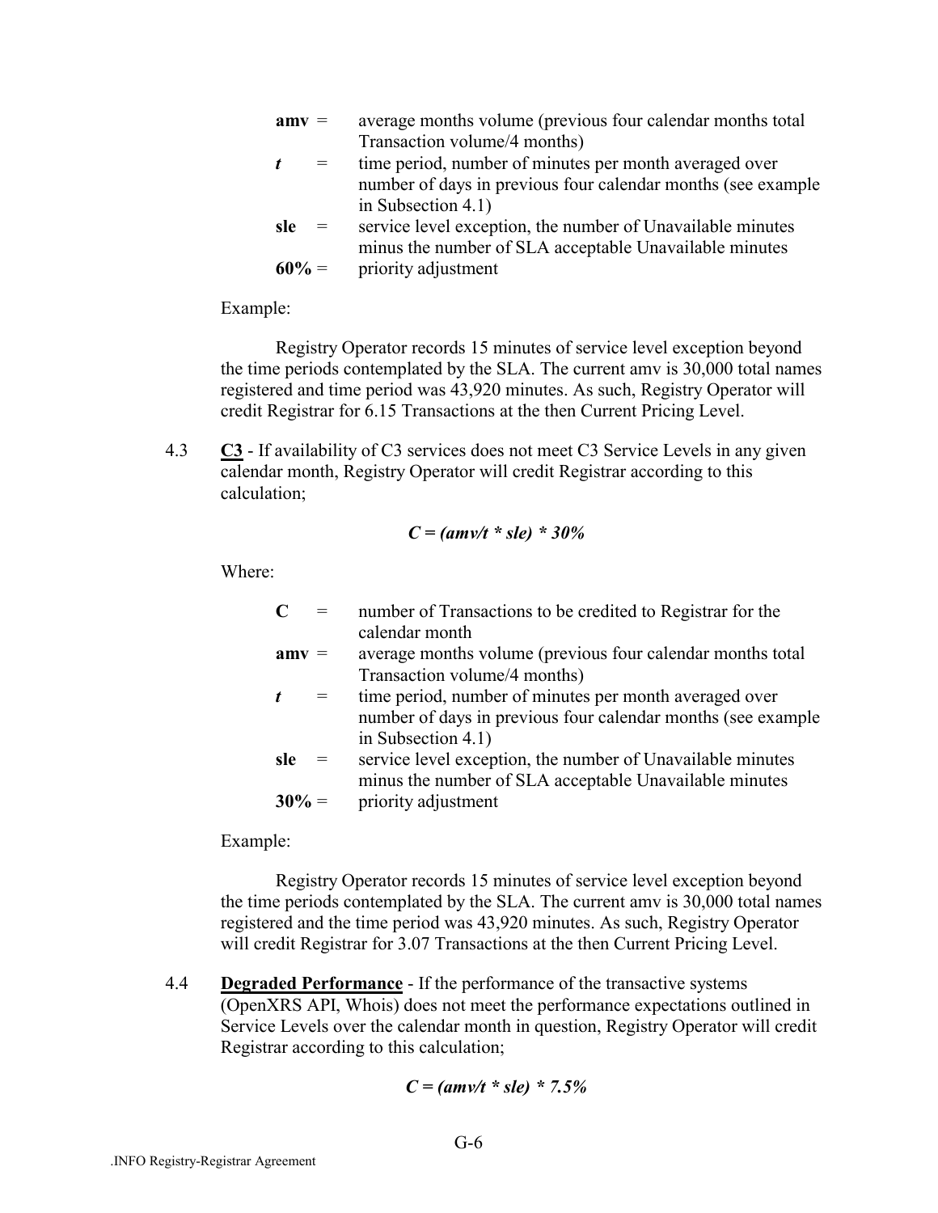**amv** = average months volume (previous four calendar months total Transaction volume/4 months)

***t*** = time period, number of minutes per month averaged over number of days in previous four calendar months (see example in Subsection 4.1)

**sle** = service level exception, the number of Unavailable minutes minus the number of SLA acceptable Unavailable minutes

**60%** = priority adjustment

Example:

Registry Operator records 15 minutes of service level exception beyond the time periods contemplated by the SLA. The current amv is 30,000 total names registered and time period was 43,920 minutes. As such, Registry Operator will credit Registrar for 6.15 Transactions at the then Current Pricing Level.

4.3 **C3** - If availability of C3 services does not meet C3 Service Levels in any given calendar month, Registry Operator will credit Registrar according to this calculation;

$$C = (amv/t * sle) * 30\%$$

Where:

**C** = number of Transactions to be credited to Registrar for the calendar month

**amv** = average months volume (previous four calendar months total Transaction volume/4 months)

***t*** = time period, number of minutes per month averaged over number of days in previous four calendar months (see example in Subsection 4.1)

**sle** = service level exception, the number of Unavailable minutes minus the number of SLA acceptable Unavailable minutes

**30%** = priority adjustment

Example:

Registry Operator records 15 minutes of service level exception beyond the time periods contemplated by the SLA. The current amv is 30,000 total names registered and the time period was 43,920 minutes. As such, Registry Operator will credit Registrar for 3.07 Transactions at the then Current Pricing Level.

4.4 **Degraded Performance** - If the performance of the transactive systems (OpenXRS API, Whois) does not meet the performance expectations outlined in Service Levels over the calendar month in question, Registry Operator will credit Registrar according to this calculation;

$$C = (amv/t * sle) * 7.5\%$$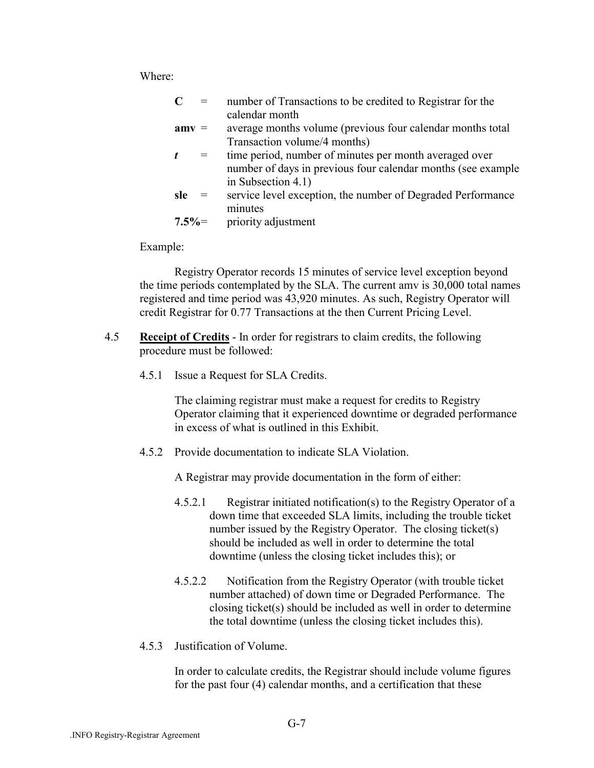Where:

| | | |
|---|---|---|
| **C** | = | number of Transactions to be credited to Registrar for the calendar month |
| **amv** | = | average months volume (previous four calendar months total Transaction volume/4 months) |
| ***t*** | = | time period, number of minutes per month averaged over number of days in previous four calendar months (see example in Subsection 4.1) |
| **sle** | = | service level exception, the number of Degraded Performance minutes |
| **7.5%** | = | priority adjustment |

Example:

Registry Operator records 15 minutes of service level exception beyond the time periods contemplated by the SLA. The current amv is 30,000 total names registered and time period was 43,920 minutes. As such, Registry Operator will credit Registrar for 0.77 Transactions at the then Current Pricing Level.

4.5 **Receipt of Credits** - In order for registrars to claim credits, the following procedure must be followed:

4.5.1 Issue a Request for SLA Credits.

The claiming registrar must make a request for credits to Registry Operator claiming that it experienced downtime or degraded performance in excess of what is outlined in this Exhibit.

4.5.2 Provide documentation to indicate SLA Violation.

A Registrar may provide documentation in the form of either:

4.5.2.1 Registrar initiated notification(s) to the Registry Operator of a down time that exceeded SLA limits, including the trouble ticket number issued by the Registry Operator. The closing ticket(s) should be included as well in order to determine the total downtime (unless the closing ticket includes this); or

4.5.2.2 Notification from the Registry Operator (with trouble ticket number attached) of down time or Degraded Performance. The closing ticket(s) should be included as well in order to determine the total downtime (unless the closing ticket includes this).

4.5.3 Justification of Volume.

In order to calculate credits, the Registrar should include volume figures for the past four (4) calendar months, and a certification that these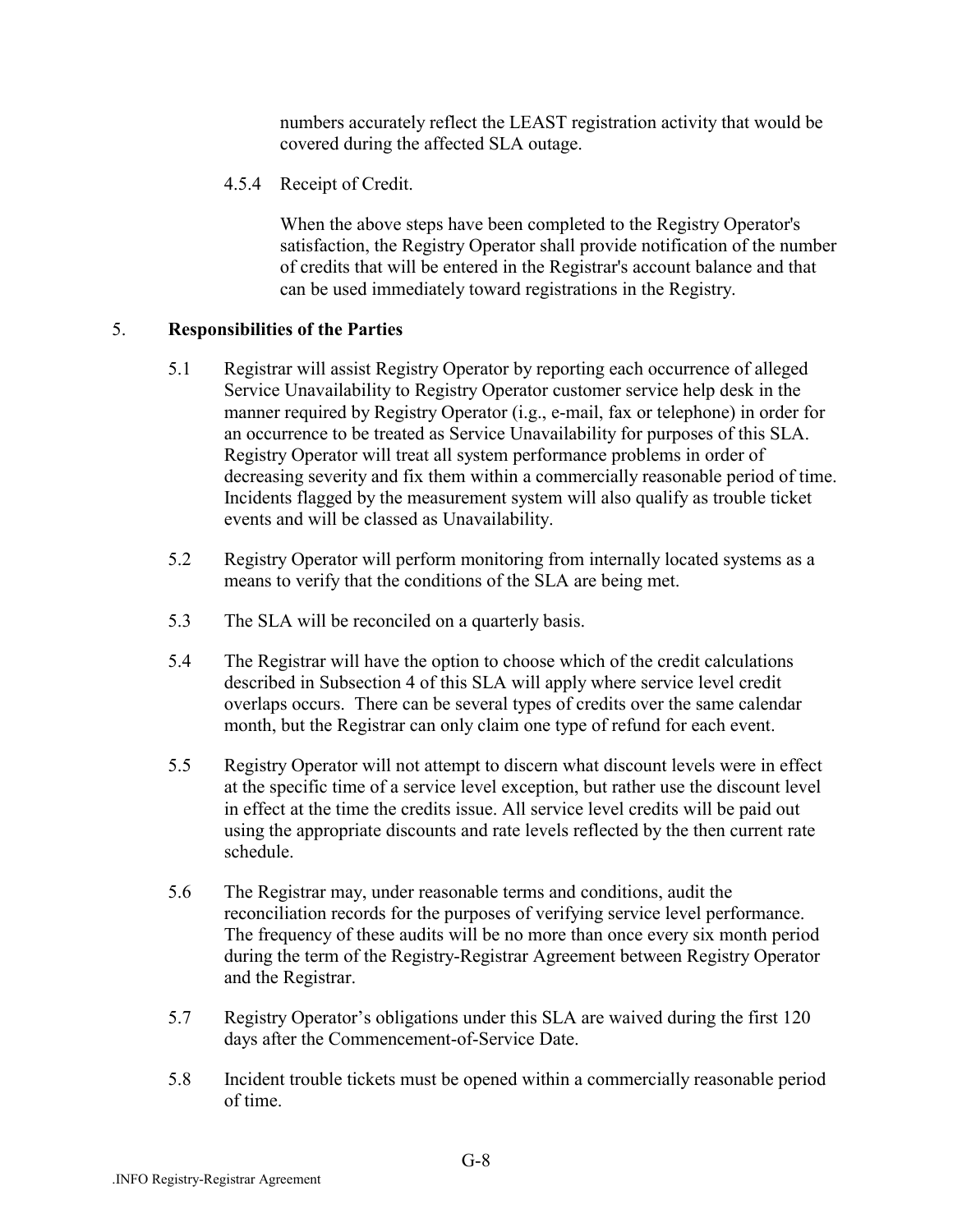numbers accurately reflect the LEAST registration activity that would be covered during the affected SLA outage.

4.5.4 Receipt of Credit.

When the above steps have been completed to the Registry Operator's satisfaction, the Registry Operator shall provide notification of the number of credits that will be entered in the Registrar's account balance and that can be used immediately toward registrations in the Registry.

5. **Responsibilities of the Parties**

5.1 Registrar will assist Registry Operator by reporting each occurrence of alleged Service Unavailability to Registry Operator customer service help desk in the manner required by Registry Operator (i.e., e-mail, fax or telephone) in order for an occurrence to be treated as Service Unavailability for purposes of this SLA. Registry Operator will treat all system performance problems in order of decreasing severity and fix them within a commercially reasonable period of time. Incidents flagged by the measurement system will also qualify as trouble ticket events and will be classed as Unavailability.

5.2 Registry Operator will perform monitoring from internally located systems as a means to verify that the conditions of the SLA are being met.

5.3 The SLA will be reconciled on a quarterly basis.

5.4 The Registrar will have the option to choose which of the credit calculations described in Subsection 4 of this SLA will apply where service level credit overlaps occurs. There can be several types of credits over the same calendar month, but the Registrar can only claim one type of refund for each event.

5.5 Registry Operator will not attempt to discern what discount levels were in effect at the specific time of a service level exception, but rather use the discount level in effect at the time the credits issue. All service level credits will be paid out using the appropriate discounts and rate levels reflected by the then current rate schedule.

5.6 The Registrar may, under reasonable terms and conditions, audit the reconciliation records for the purposes of verifying service level performance. The frequency of these audits will be no more than once every six month period during the term of the Registry-Registrar Agreement between Registry Operator and the Registrar.

5.7 Registry Operator's obligations under this SLA are waived during the first 120 days after the Commencement-of-Service Date.

5.8 Incident trouble tickets must be opened within a commercially reasonable period of time.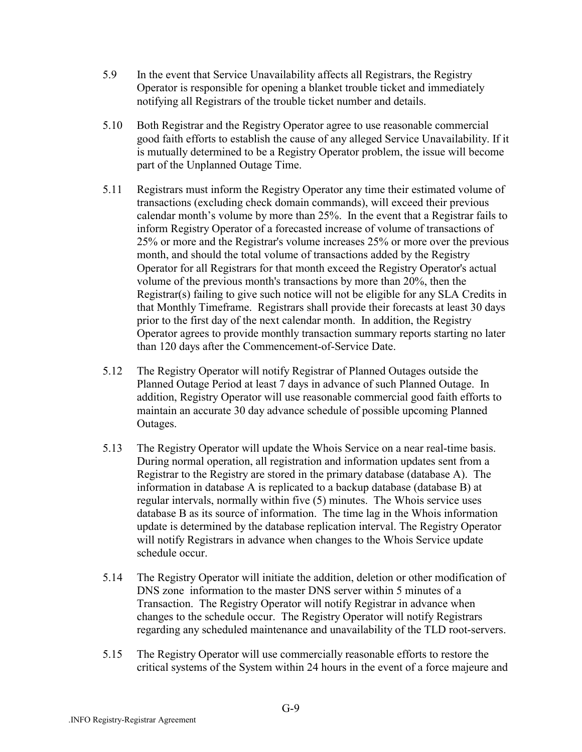5.9 In the event that Service Unavailability affects all Registrars, the Registry Operator is responsible for opening a blanket trouble ticket and immediately notifying all Registrars of the trouble ticket number and details.

5.10 Both Registrar and the Registry Operator agree to use reasonable commercial good faith efforts to establish the cause of any alleged Service Unavailability. If it is mutually determined to be a Registry Operator problem, the issue will become part of the Unplanned Outage Time.

5.11 Registrars must inform the Registry Operator any time their estimated volume of transactions (excluding check domain commands), will exceed their previous calendar month's volume by more than 25%. In the event that a Registrar fails to inform Registry Operator of a forecasted increase of volume of transactions of 25% or more and the Registrar's volume increases 25% or more over the previous month, and should the total volume of transactions added by the Registry Operator for all Registrars for that month exceed the Registry Operator's actual volume of the previous month's transactions by more than 20%, then the Registrar(s) failing to give such notice will not be eligible for any SLA Credits in that Monthly Timeframe. Registrars shall provide their forecasts at least 30 days prior to the first day of the next calendar month. In addition, the Registry Operator agrees to provide monthly transaction summary reports starting no later than 120 days after the Commencement-of-Service Date.

5.12 The Registry Operator will notify Registrar of Planned Outages outside the Planned Outage Period at least 7 days in advance of such Planned Outage. In addition, Registry Operator will use reasonable commercial good faith efforts to maintain an accurate 30 day advance schedule of possible upcoming Planned Outages.

5.13 The Registry Operator will update the Whois Service on a near real-time basis. During normal operation, all registration and information updates sent from a Registrar to the Registry are stored in the primary database (database A). The information in database A is replicated to a backup database (database B) at regular intervals, normally within five (5) minutes. The Whois service uses database B as its source of information. The time lag in the Whois information update is determined by the database replication interval. The Registry Operator will notify Registrars in advance when changes to the Whois Service update schedule occur.

5.14 The Registry Operator will initiate the addition, deletion or other modification of DNS zone information to the master DNS server within 5 minutes of a Transaction. The Registry Operator will notify Registrar in advance when changes to the schedule occur. The Registry Operator will notify Registrars regarding any scheduled maintenance and unavailability of the TLD root-servers.

5.15 The Registry Operator will use commercially reasonable efforts to restore the critical systems of the System within 24 hours in the event of a force majeure and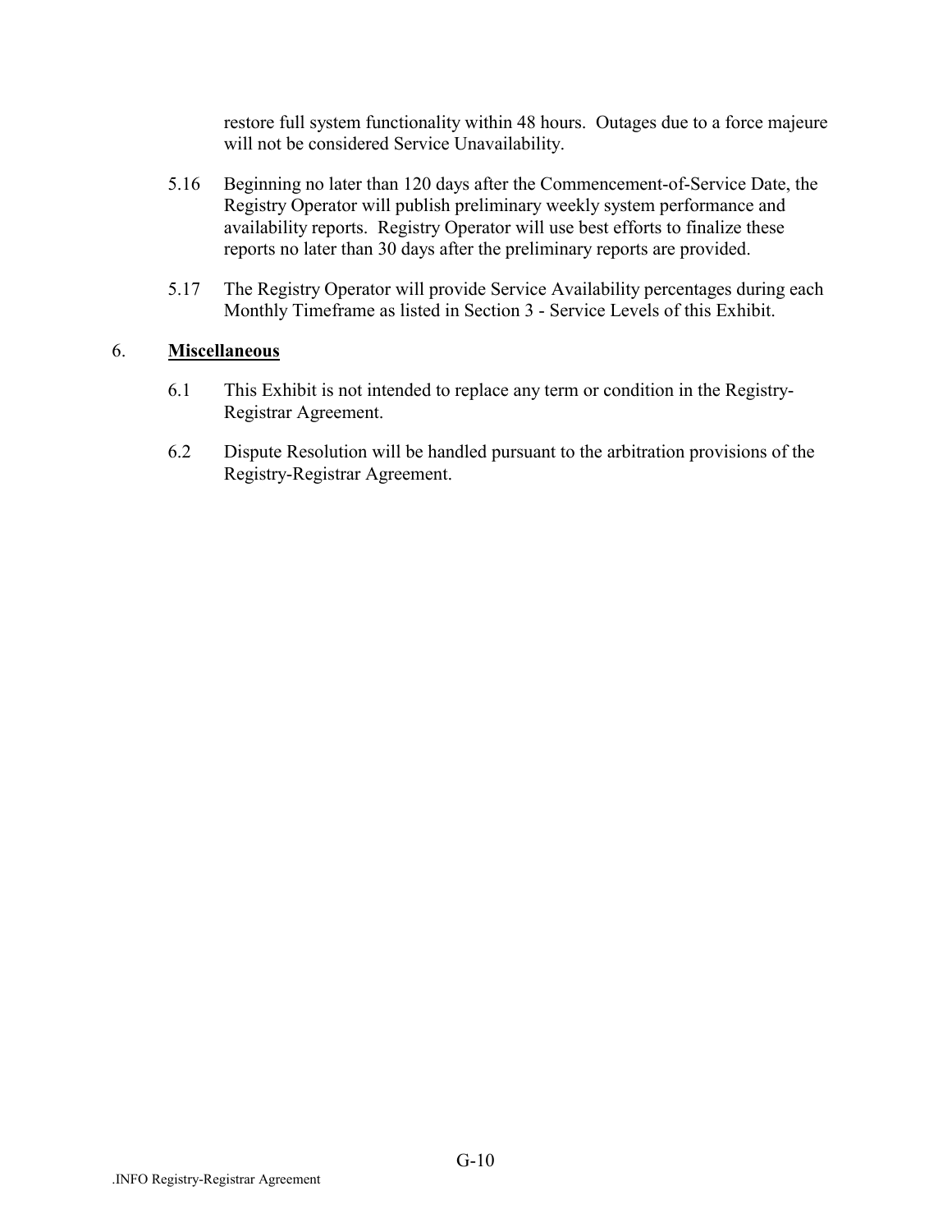restore full system functionality within 48 hours. Outages due to a force majeure will not be considered Service Unavailability.

5.16 Beginning no later than 120 days after the Commencement-of-Service Date, the Registry Operator will publish preliminary weekly system performance and availability reports. Registry Operator will use best efforts to finalize these reports no later than 30 days after the preliminary reports are provided.

5.17 The Registry Operator will provide Service Availability percentages during each Monthly Timeframe as listed in Section 3 - Service Levels of this Exhibit.

## 6. **Miscellaneous**

6.1 This Exhibit is not intended to replace any term or condition in the Registry-Registrar Agreement.

6.2 Dispute Resolution will be handled pursuant to the arbitration provisions of the Registry-Registrar Agreement.